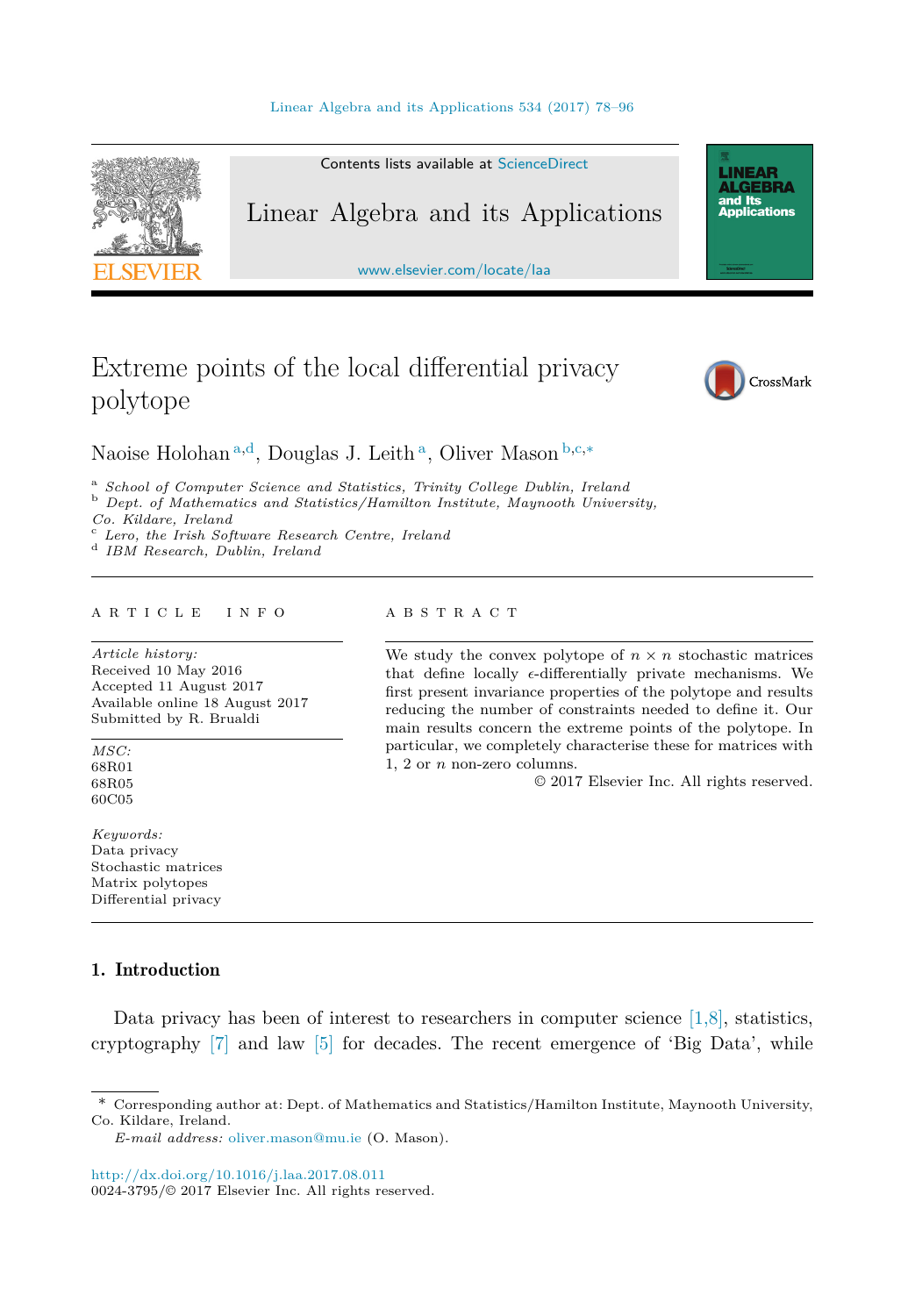# Extreme points of the local differential privacy polytope

Naoise Holohan [a,d], Douglas J. Leith [a], Oliver Mason [b,c,*]

[a] *School of Computer Science and Statistics, Trinity College Dublin, Ireland*
[b] *Dept. of Mathematics and Statistics/Hamilton Institute, Maynooth University, Co. Kildare, Ireland*
[c] *Lero, the Irish Software Research Centre, Ireland*
[d] *IBM Research, Dublin, Ireland*

---

**ARTICLE INFO**

*Article history:*
Received 10 May 2016
Accepted 11 August 2017
Available online 18 August 2017
Submitted by R. Brualdi

*MSC:*
68R01
68R05
60C05

*Keywords:*
Data privacy
Stochastic matrices
Matrix polytopes
Differential privacy

**ABSTRACT**

We study the convex polytope of $n \times n$ stochastic matrices that define locally $\epsilon$-differentially private mechanisms. We first present invariance properties of the polytope and results reducing the number of constraints needed to define it. Our main results concern the extreme points of the polytope. In particular, we completely characterise these for matrices with 1, 2 or $n$ non-zero columns.

© 2017 Elsevier Inc. All rights reserved.

---

## 1. Introduction

Data privacy has been of interest to researchers in computer science [1,8], statistics, cryptography [7] and law [5] for decades. The recent emergence of 'Big Data', while

---

\* Corresponding author at: Dept. of Mathematics and Statistics/Hamilton Institute, Maynooth University, Co. Kildare, Ireland.

*E-mail address:* oliver.mason@mu.ie (O. Mason).

http://dx.doi.org/10.1016/j.laa.2017.08.011
0024-3795/© 2017 Elsevier Inc. All rights reserved.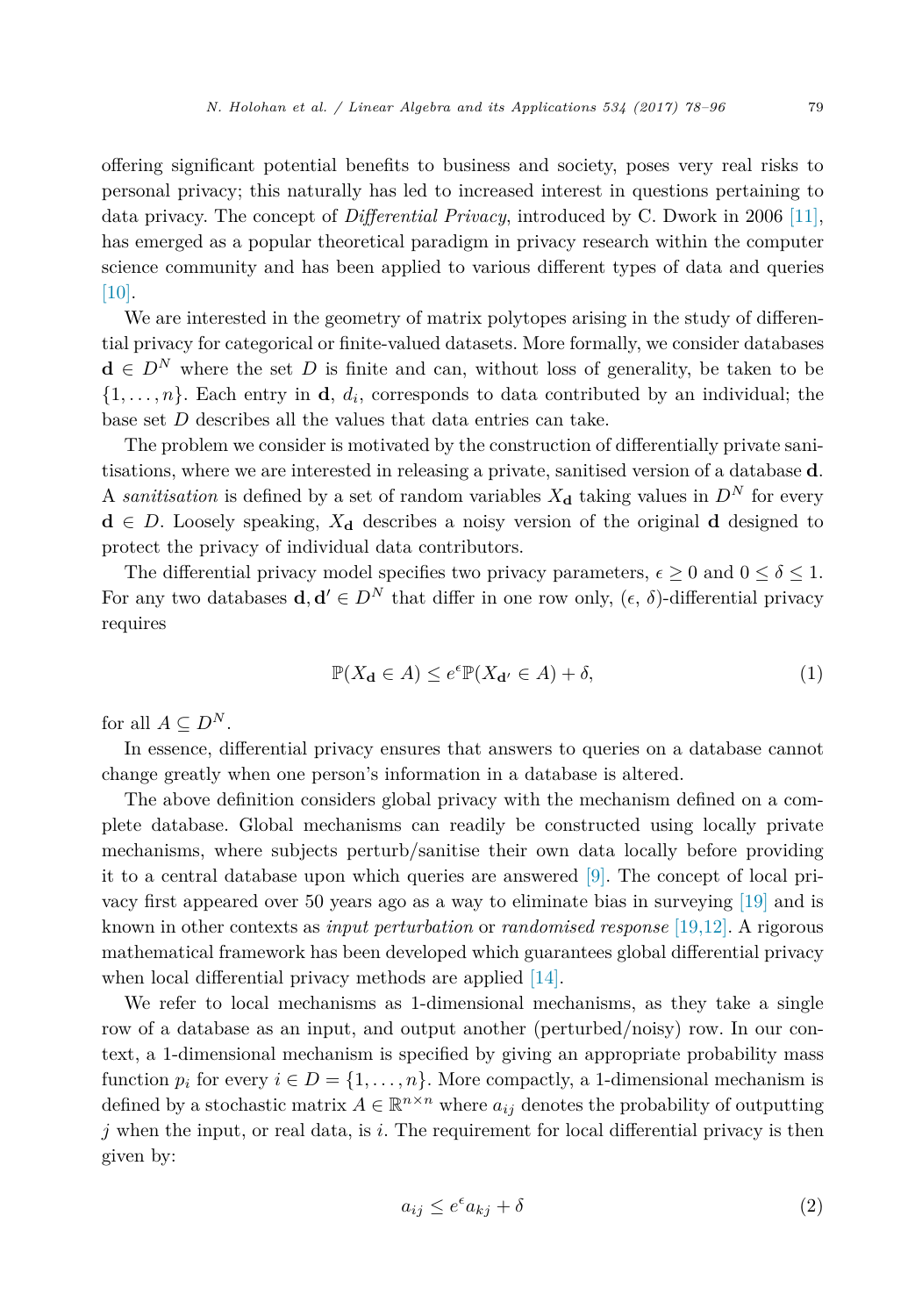offering significant potential benefits to business and society, poses very real risks to personal privacy; this naturally has led to increased interest in questions pertaining to data privacy. The concept of *Differential Privacy*, introduced by C. Dwork in 2006 [11], has emerged as a popular theoretical paradigm in privacy research within the computer science community and has been applied to various different types of data and queries [10].

We are interested in the geometry of matrix polytopes arising in the study of differential privacy for categorical or finite-valued datasets. More formally, we consider databases $\mathbf{d} \in D^N$ where the set $D$ is finite and can, without loss of generality, be taken to be $\{1, \ldots, n\}$. Each entry in $\mathbf{d}$, $d_i$, corresponds to data contributed by an individual; the base set $D$ describes all the values that data entries can take.

The problem we consider is motivated by the construction of differentially private sanitisations, where we are interested in releasing a private, sanitised version of a database $\mathbf{d}$. A *sanitisation* is defined by a set of random variables $X_{\mathbf{d}}$ taking values in $D^N$ for every $\mathbf{d} \in D$. Loosely speaking, $X_{\mathbf{d}}$ describes a noisy version of the original $\mathbf{d}$ designed to protect the privacy of individual data contributors.

The differential privacy model specifies two privacy parameters, $\epsilon \geq 0$ and $0 \leq \delta \leq 1$. For any two databases $\mathbf{d}, \mathbf{d}' \in D^N$ that differ in one row only, ($\epsilon$, $\delta$)-differential privacy requires

$$\mathbb{P}(X_{\mathbf{d}} \in A) \leq e^{\epsilon} \mathbb{P}(X_{\mathbf{d}'} \in A) + \delta, \tag{1}$$

for all $A \subseteq D^N$.

In essence, differential privacy ensures that answers to queries on a database cannot change greatly when one person's information in a database is altered.

The above definition considers global privacy with the mechanism defined on a complete database. Global mechanisms can readily be constructed using locally private mechanisms, where subjects perturb/sanitise their own data locally before providing it to a central database upon which queries are answered [9]. The concept of local privacy first appeared over 50 years ago as a way to eliminate bias in surveying [19] and is known in other contexts as *input perturbation* or *randomised response* [19,12]. A rigorous mathematical framework has been developed which guarantees global differential privacy when local differential privacy methods are applied [14].

We refer to local mechanisms as 1-dimensional mechanisms, as they take a single row of a database as an input, and output another (perturbed/noisy) row. In our context, a 1-dimensional mechanism is specified by giving an appropriate probability mass function $p_i$ for every $i \in D = \{1, \ldots, n\}$. More compactly, a 1-dimensional mechanism is defined by a stochastic matrix $A \in \mathbb{R}^{n \times n}$ where $a_{ij}$ denotes the probability of outputting $j$ when the input, or real data, is $i$. The requirement for local differential privacy is then given by:

$$a_{ij} \leq e^{\epsilon} a_{kj} + \delta \tag{2}$$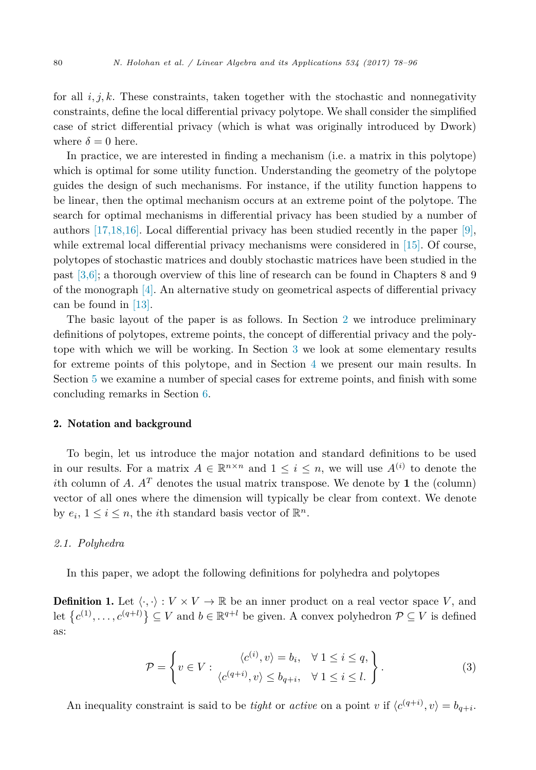for all $i, j, k$. These constraints, taken together with the stochastic and nonnegativity constraints, define the local differential privacy polytope. We shall consider the simplified case of strict differential privacy (which is what was originally introduced by Dwork) where $\delta = 0$ here.

In practice, we are interested in finding a mechanism (i.e. a matrix in this polytope) which is optimal for some utility function. Understanding the geometry of the polytope guides the design of such mechanisms. For instance, if the utility function happens to be linear, then the optimal mechanism occurs at an extreme point of the polytope. The search for optimal mechanisms in differential privacy has been studied by a number of authors [17,18,16]. Local differential privacy has been studied recently in the paper [9], while extremal local differential privacy mechanisms were considered in [15]. Of course, polytopes of stochastic matrices and doubly stochastic matrices have been studied in the past [3,6]; a thorough overview of this line of research can be found in Chapters 8 and 9 of the monograph [4]. An alternative study on geometrical aspects of differential privacy can be found in [13].

The basic layout of the paper is as follows. In Section 2 we introduce preliminary definitions of polytopes, extreme points, the concept of differential privacy and the polytope with which we will be working. In Section 3 we look at some elementary results for extreme points of this polytope, and in Section 4 we present our main results. In Section 5 we examine a number of special cases for extreme points, and finish with some concluding remarks in Section 6.

## 2. Notation and background

To begin, let us introduce the major notation and standard definitions to be used in our results. For a matrix $A \in \mathbb{R}^{n \times n}$ and $1 \leq i \leq n$, we will use $A^{(i)}$ to denote the $i$th column of $A$. $A^T$ denotes the usual matrix transpose. We denote by $\mathbf{1}$ the (column) vector of all ones where the dimension will typically be clear from context. We denote by $e_i$, $1 \leq i \leq n$, the $i$th standard basis vector of $\mathbb{R}^n$.

### 2.1. Polyhedra

In this paper, we adopt the following definitions for polyhedra and polytopes

**Definition 1.** Let $\langle \cdot, \cdot \rangle : V \times V \to \mathbb{R}$ be an inner product on a real vector space $V$, and let $\left\{c^{(1)}, \ldots, c^{(q+l)}\right\} \subseteq V$ and $b \in \mathbb{R}^{q+l}$ be given. A convex polyhedron $\mathcal{P} \subseteq V$ is defined as:

$$\mathcal{P} = \left\{ v \in V : \begin{array}{rl} \langle c^{(i)}, v \rangle = b_i, & \forall\ 1 \leq i \leq q, \\ \langle c^{(q+i)}, v \rangle \leq b_{q+i}, & \forall\ 1 \leq i \leq l. \end{array} \right\}. \tag{3}$$

An inequality constraint is said to be *tight* or *active* on a point $v$ if $\langle c^{(q+i)}, v \rangle = b_{q+i}$.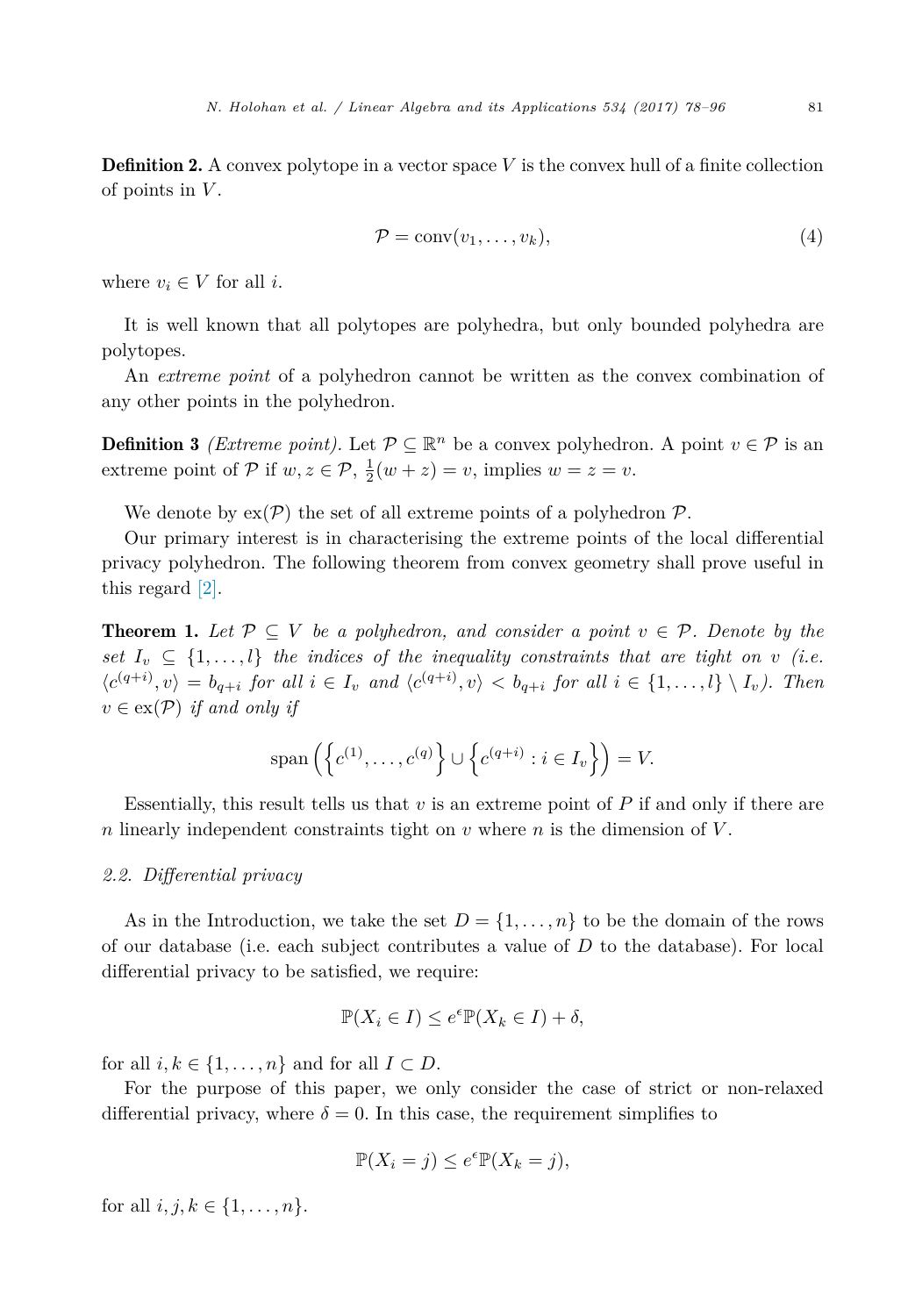**Definition 2.** A convex polytope in a vector space $V$ is the convex hull of a finite collection of points in $V$.

$$\mathcal{P} = \text{conv}(v_1, \dots, v_k), \tag{4}$$

where $v_i \in V$ for all $i$.

It is well known that all polytopes are polyhedra, but only bounded polyhedra are polytopes.

An *extreme point* of a polyhedron cannot be written as the convex combination of any other points in the polyhedron.

**Definition 3** *(Extreme point).* Let $\mathcal{P} \subseteq \mathbb{R}^n$ be a convex polyhedron. A point $v \in \mathcal{P}$ is an extreme point of $\mathcal{P}$ if $w, z \in \mathcal{P}$, $\frac{1}{2}(w + z) = v$, implies $w = z = v$.

We denote by $\text{ex}(\mathcal{P})$ the set of all extreme points of a polyhedron $\mathcal{P}$.

Our primary interest is in characterising the extreme points of the local differential privacy polyhedron. The following theorem from convex geometry shall prove useful in this regard [2].

**Theorem 1.** *Let $\mathcal{P} \subseteq V$ be a polyhedron, and consider a point $v \in \mathcal{P}$. Denote by the set $I_v \subseteq \{1, \dots, l\}$ the indices of the inequality constraints that are tight on $v$ (i.e. $\langle c^{(q+i)}, v \rangle = b_{q+i}$ for all $i \in I_v$ and $\langle c^{(q+i)}, v \rangle < b_{q+i}$ for all $i \in \{1, \dots, l\} \setminus I_v$). Then $v \in \text{ex}(\mathcal{P})$ if and only if*

$$\text{span}\left(\left\{c^{(1)}, \dots, c^{(q)}\right\} \cup \left\{c^{(q+i)} : i \in I_v\right\}\right) = V.$$

Essentially, this result tells us that $v$ is an extreme point of $P$ if and only if there are $n$ linearly independent constraints tight on $v$ where $n$ is the dimension of $V$.

### 2.2. Differential privacy

As in the Introduction, we take the set $D = \{1, \dots, n\}$ to be the domain of the rows of our database (i.e. each subject contributes a value of $D$ to the database). For local differential privacy to be satisfied, we require:

$$\mathbb{P}(X_i \in I) \leq e^{\epsilon}\mathbb{P}(X_k \in I) + \delta,$$

for all $i, k \in \{1, \dots, n\}$ and for all $I \subset D$.

For the purpose of this paper, we only consider the case of strict or non-relaxed differential privacy, where $\delta = 0$. In this case, the requirement simplifies to

$$\mathbb{P}(X_i = j) \leq e^{\epsilon}\mathbb{P}(X_k = j),$$

for all $i, j, k \in \{1, \dots, n\}$.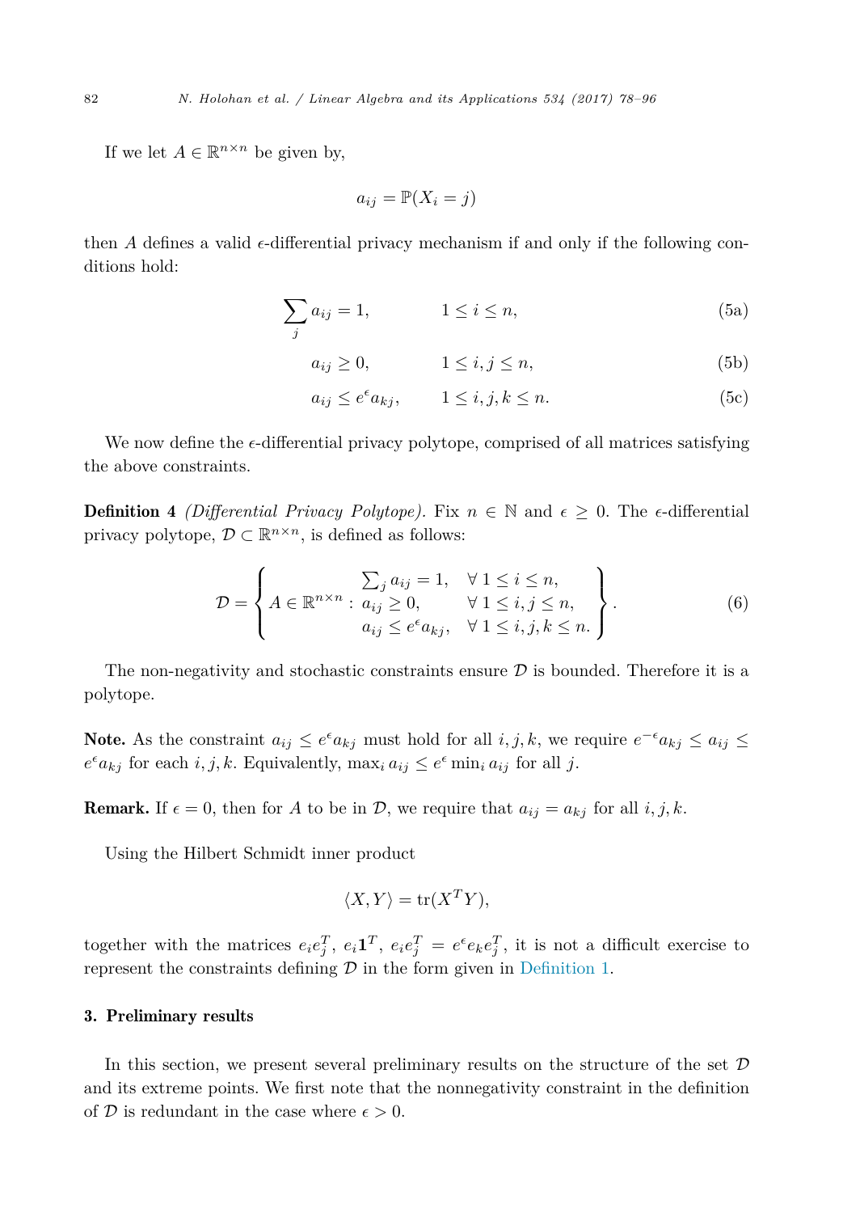If we let $A \in \mathbb{R}^{n\times n}$ be given by,

$$a_{ij} = \mathbb{P}(X_i = j)$$

then $A$ defines a valid $\epsilon$-differential privacy mechanism if and only if the following conditions hold:

$$\sum_j a_{ij} = 1, \qquad 1 \le i \le n, \tag{5a}$$

$$a_{ij} \ge 0, \qquad 1 \le i, j \le n, \tag{5b}$$

$$a_{ij} \le e^{\epsilon} a_{kj}, \qquad 1 \le i, j, k \le n. \tag{5c}$$

We now define the $\epsilon$-differential privacy polytope, comprised of all matrices satisfying the above constraints.

**Definition 4** *(Differential Privacy Polytope).* Fix $n \in \mathbb{N}$ and $\epsilon \ge 0$. The $\epsilon$-differential privacy polytope, $\mathcal{D} \subset \mathbb{R}^{n\times n}$, is defined as follows:

$$\mathcal{D} = \left\{ A \in \mathbb{R}^{n\times n} : \begin{array}{ll} \sum_j a_{ij} = 1, & \forall\ 1 \le i \le n, \\ a_{ij} \ge 0, & \forall\ 1 \le i, j \le n, \\ a_{ij} \le e^{\epsilon} a_{kj}, & \forall\ 1 \le i, j, k \le n. \end{array} \right\}. \tag{6}$$

The non-negativity and stochastic constraints ensure $\mathcal{D}$ is bounded. Therefore it is a polytope.

**Note.** As the constraint $a_{ij} \le e^{\epsilon} a_{kj}$ must hold for all $i, j, k$, we require $e^{-\epsilon} a_{kj} \le a_{ij} \le e^{\epsilon} a_{kj}$ for each $i, j, k$. Equivalently, $\max_i a_{ij} \le e^{\epsilon} \min_i a_{ij}$ for all $j$.

**Remark.** If $\epsilon = 0$, then for $A$ to be in $\mathcal{D}$, we require that $a_{ij} = a_{kj}$ for all $i, j, k$.

Using the Hilbert Schmidt inner product

$$\langle X, Y \rangle = \operatorname{tr}(X^T Y),$$

together with the matrices $e_i e_j^T$, $e_i \mathbf{1}^T$, $e_i e_j^T = e^{\epsilon} e_k e_j^T$, it is not a difficult exercise to represent the constraints defining $\mathcal{D}$ in the form given in Definition 1.

## 3. Preliminary results

In this section, we present several preliminary results on the structure of the set $\mathcal{D}$ and its extreme points. We first note that the nonnegativity constraint in the definition of $\mathcal{D}$ is redundant in the case where $\epsilon > 0$.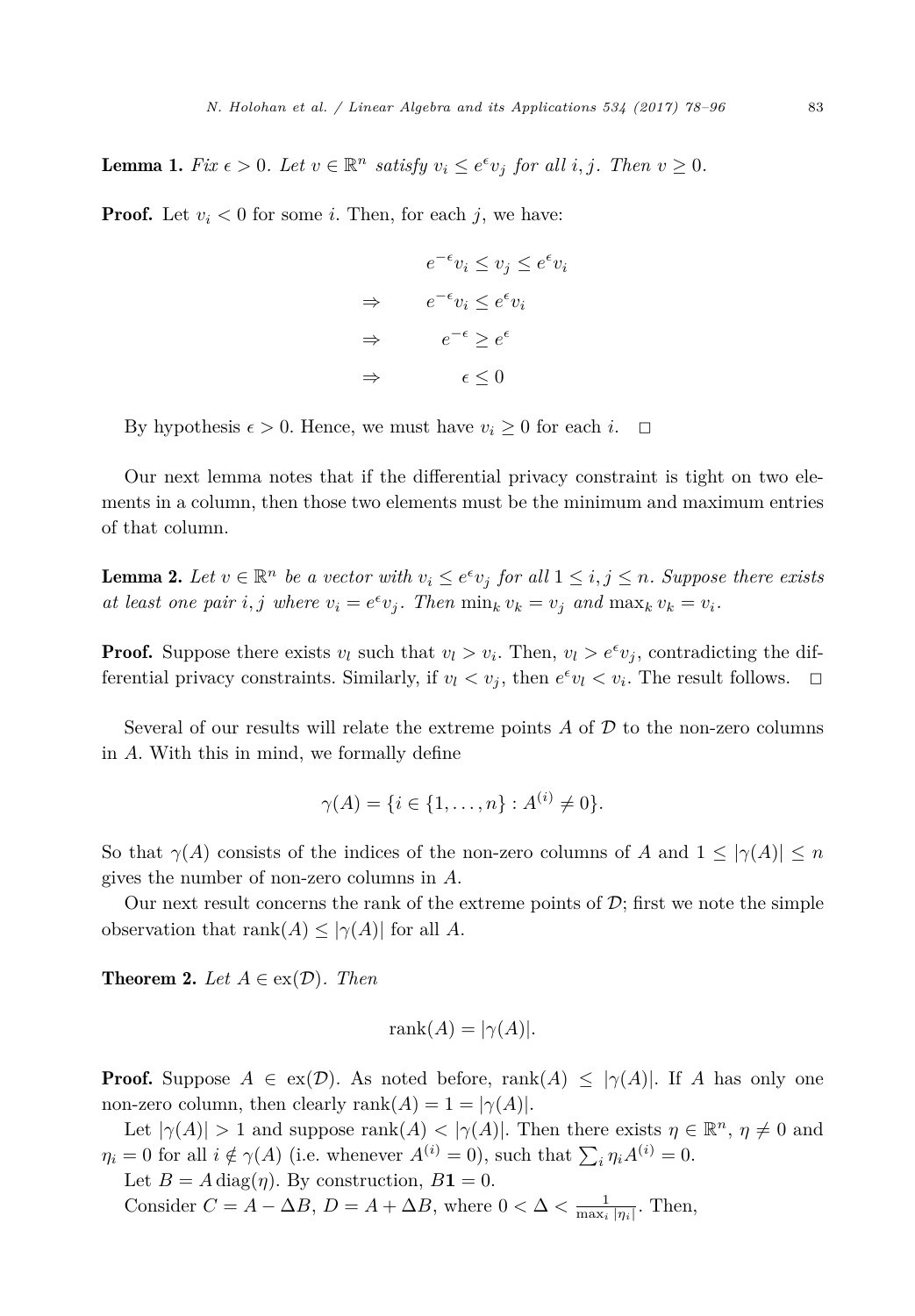**Lemma 1.** *Fix $\epsilon > 0$. Let $v \in \mathbb{R}^n$ satisfy $v_i \leq e^\epsilon v_j$ for all $i, j$. Then $v \geq 0$.*

**Proof.** Let $v_i < 0$ for some $i$. Then, for each $j$, we have:

$$\begin{aligned}
& e^{-\epsilon} v_i \leq v_j \leq e^\epsilon v_i \\
\Rightarrow \quad & e^{-\epsilon} v_i \leq e^\epsilon v_i \\
\Rightarrow \quad & e^{-\epsilon} \geq e^\epsilon \\
\Rightarrow \quad & \epsilon \leq 0
\end{aligned}$$

By hypothesis $\epsilon > 0$. Hence, we must have $v_i \geq 0$ for each $i$. $\square$

Our next lemma notes that if the differential privacy constraint is tight on two elements in a column, then those two elements must be the minimum and maximum entries of that column.

**Lemma 2.** *Let $v \in \mathbb{R}^n$ be a vector with $v_i \leq e^\epsilon v_j$ for all $1 \leq i, j \leq n$. Suppose there exists at least one pair $i, j$ where $v_i = e^\epsilon v_j$. Then $\min_k v_k = v_j$ and $\max_k v_k = v_i$.*

**Proof.** Suppose there exists $v_l$ such that $v_l > v_i$. Then, $v_l > e^\epsilon v_j$, contradicting the differential privacy constraints. Similarly, if $v_l < v_j$, then $e^\epsilon v_l < v_i$. The result follows. $\square$

Several of our results will relate the extreme points $A$ of $\mathcal{D}$ to the non-zero columns in $A$. With this in mind, we formally define

$$\gamma(A) = \{i \in \{1, \ldots, n\} : A^{(i)} \neq 0\}.$$

So that $\gamma(A)$ consists of the indices of the non-zero columns of $A$ and $1 \leq |\gamma(A)| \leq n$ gives the number of non-zero columns in $A$.

Our next result concerns the rank of the extreme points of $\mathcal{D}$; first we note the simple observation that $\text{rank}(A) \leq |\gamma(A)|$ for all $A$.

**Theorem 2.** *Let $A \in \text{ex}(\mathcal{D})$. Then*

$$\text{rank}(A) = |\gamma(A)|.$$

**Proof.** Suppose $A \in \text{ex}(\mathcal{D})$. As noted before, $\text{rank}(A) \leq |\gamma(A)|$. If $A$ has only one non-zero column, then clearly $\text{rank}(A) = 1 = |\gamma(A)|$.

Let $|\gamma(A)| > 1$ and suppose $\text{rank}(A) < |\gamma(A)|$. Then there exists $\eta \in \mathbb{R}^n$, $\eta \neq 0$ and $\eta_i = 0$ for all $i \notin \gamma(A)$ (i.e. whenever $A^{(i)} = 0$), such that $\sum_i \eta_i A^{(i)} = 0$.

Let $B = A \,\text{diag}(\eta)$. By construction, $B\mathbf{1} = 0$.

Consider $C = A - \Delta B$, $D = A + \Delta B$, where $0 < \Delta < \frac{1}{\max_i |\eta_i|}$. Then,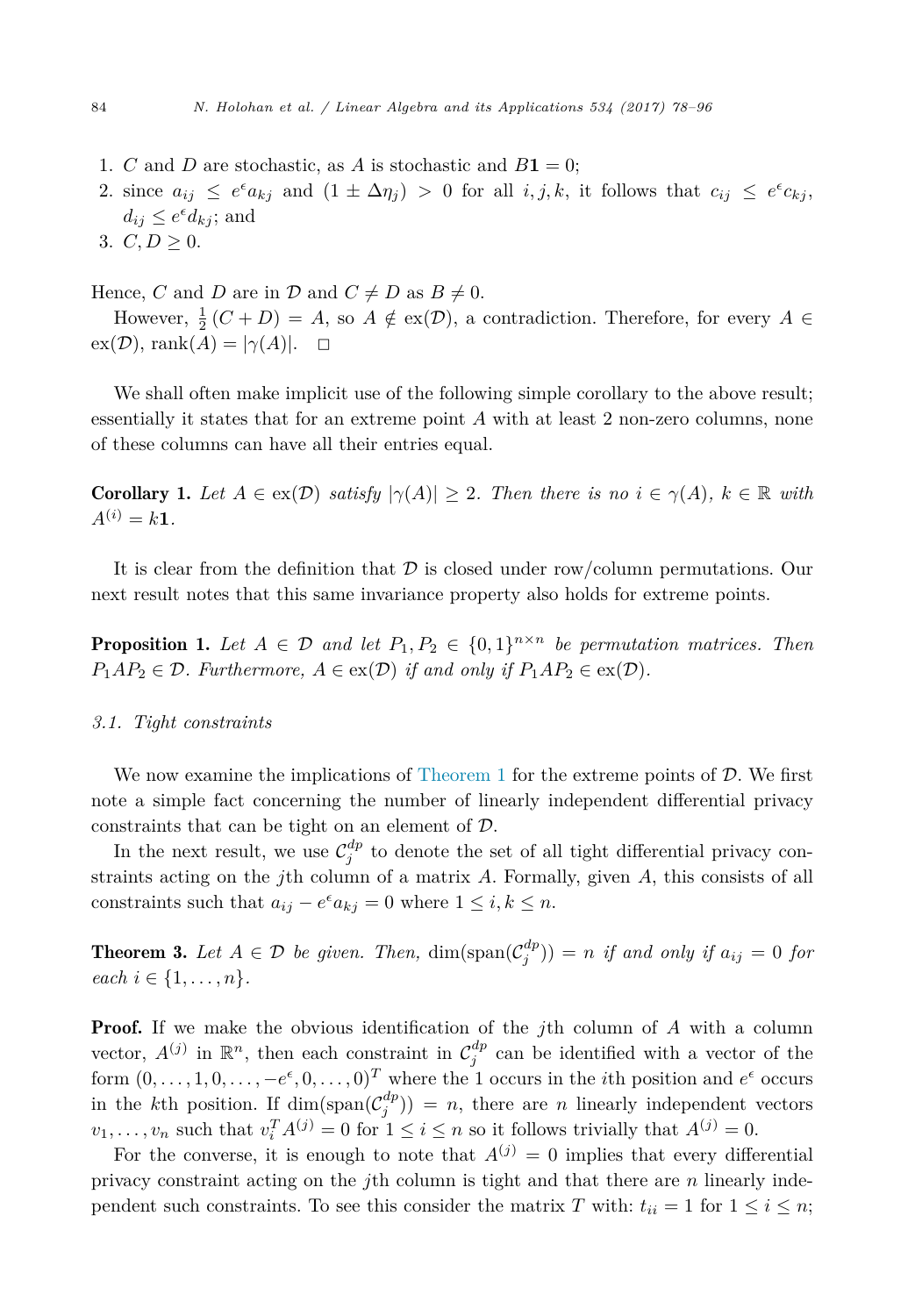1. $C$ and $D$ are stochastic, as $A$ is stochastic and $B\mathbf{1} = 0$;
2. since $a_{ij} \leq e^{\epsilon} a_{kj}$ and $(1 \pm \Delta\eta_j) > 0$ for all $i, j, k$, it follows that $c_{ij} \leq e^{\epsilon} c_{kj}$, $d_{ij} \leq e^{\epsilon} d_{kj}$; and
3. $C, D \geq 0$.

Hence, $C$ and $D$ are in $\mathcal{D}$ and $C \neq D$ as $B \neq 0$.

However, $\frac{1}{2}(C + D) = A$, so $A \notin \text{ex}(\mathcal{D})$, a contradiction. Therefore, for every $A \in \text{ex}(\mathcal{D})$, $\text{rank}(A) = |\gamma(A)|$. $\square$

We shall often make implicit use of the following simple corollary to the above result; essentially it states that for an extreme point $A$ with at least 2 non-zero columns, none of these columns can have all their entries equal.

**Corollary 1.** *Let $A \in \text{ex}(\mathcal{D})$ satisfy $|\gamma(A)| \geq 2$. Then there is no $i \in \gamma(A)$, $k \in \mathbb{R}$ with $A^{(i)} = k\mathbf{1}$.*

It is clear from the definition that $\mathcal{D}$ is closed under row/column permutations. Our next result notes that this same invariance property also holds for extreme points.

**Proposition 1.** *Let $A \in \mathcal{D}$ and let $P_1, P_2 \in \{0, 1\}^{n \times n}$ be permutation matrices. Then $P_1 A P_2 \in \mathcal{D}$. Furthermore, $A \in \text{ex}(\mathcal{D})$ if and only if $P_1 A P_2 \in \text{ex}(\mathcal{D})$.*

### 3.1. Tight constraints

We now examine the implications of Theorem 1 for the extreme points of $\mathcal{D}$. We first note a simple fact concerning the number of linearly independent differential privacy constraints that can be tight on an element of $\mathcal{D}$.

In the next result, we use $\mathcal{C}_j^{dp}$ to denote the set of all tight differential privacy constraints acting on the $j$th column of a matrix $A$. Formally, given $A$, this consists of all constraints such that $a_{ij} - e^{\epsilon} a_{kj} = 0$ where $1 \leq i, k \leq n$.

**Theorem 3.** *Let $A \in \mathcal{D}$ be given. Then, $\dim(\text{span}(\mathcal{C}_j^{dp})) = n$ if and only if $a_{ij} = 0$ for each $i \in \{1, \ldots, n\}$.*

**Proof.** If we make the obvious identification of the $j$th column of $A$ with a column vector, $A^{(j)}$ in $\mathbb{R}^n$, then each constraint in $\mathcal{C}_j^{dp}$ can be identified with a vector of the form $(0, \ldots, 1, 0, \ldots, -e^{\epsilon}, 0, \ldots, 0)^T$ where the 1 occurs in the $i$th position and $e^{\epsilon}$ occurs in the $k$th position. If $\dim(\text{span}(\mathcal{C}_j^{dp})) = n$, there are $n$ linearly independent vectors $v_1, \ldots, v_n$ such that $v_i^T A^{(j)} = 0$ for $1 \leq i \leq n$ so it follows trivially that $A^{(j)} = 0$.

For the converse, it is enough to note that $A^{(j)} = 0$ implies that every differential privacy constraint acting on the $j$th column is tight and that there are $n$ linearly independent such constraints. To see this consider the matrix $T$ with: $t_{ii} = 1$ for $1 \leq i \leq n$;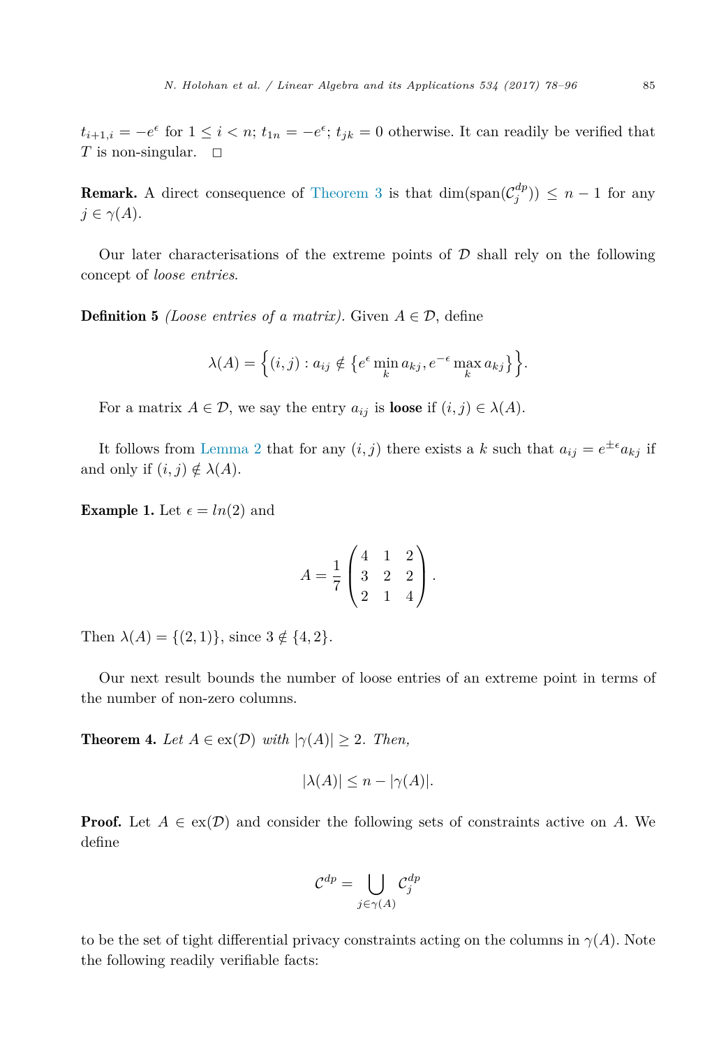$t_{i+1,i} = -e^{\epsilon}$ for $1 \le i < n$; $t_{1n} = -e^{\epsilon}$; $t_{jk} = 0$ otherwise. It can readily be verified that $T$ is non-singular. $\square$

**Remark.** A direct consequence of Theorem 3 is that $\dim(\text{span}(\mathcal{C}_j^{dp})) \le n-1$ for any $j \in \gamma(A)$.

Our later characterisations of the extreme points of $\mathcal{D}$ shall rely on the following concept of *loose entries*.

**Definition 5** *(Loose entries of a matrix).* Given $A \in \mathcal{D}$, define

$$\lambda(A) = \Big\{(i,j) : a_{ij} \notin \big\{e^{\epsilon} \min_k a_{kj}, e^{-\epsilon} \max_k a_{kj}\big\}\Big\}.$$

For a matrix $A \in \mathcal{D}$, we say the entry $a_{ij}$ is **loose** if $(i,j) \in \lambda(A)$.

It follows from Lemma 2 that for any $(i,j)$ there exists a $k$ such that $a_{ij} = e^{\pm\epsilon} a_{kj}$ if and only if $(i,j) \notin \lambda(A)$.

**Example 1.** Let $\epsilon = ln(2)$ and

$$A = \frac{1}{7}\begin{pmatrix} 4 & 1 & 2 \\ 3 & 2 & 2 \\ 2 & 1 & 4 \end{pmatrix}.$$

Then $\lambda(A) = \{(2,1)\}$, since $3 \notin \{4,2\}$.

Our next result bounds the number of loose entries of an extreme point in terms of the number of non-zero columns.

**Theorem 4.** *Let $A \in \text{ex}(\mathcal{D})$ with $|\gamma(A)| \ge 2$. Then,*

$$|\lambda(A)| \le n - |\gamma(A)|.$$

**Proof.** Let $A \in \text{ex}(\mathcal{D})$ and consider the following sets of constraints active on $A$. We define

$$\mathcal{C}^{dp} = \bigcup_{j \in \gamma(A)} \mathcal{C}_j^{dp}$$

to be the set of tight differential privacy constraints acting on the columns in $\gamma(A)$. Note the following readily verifiable facts: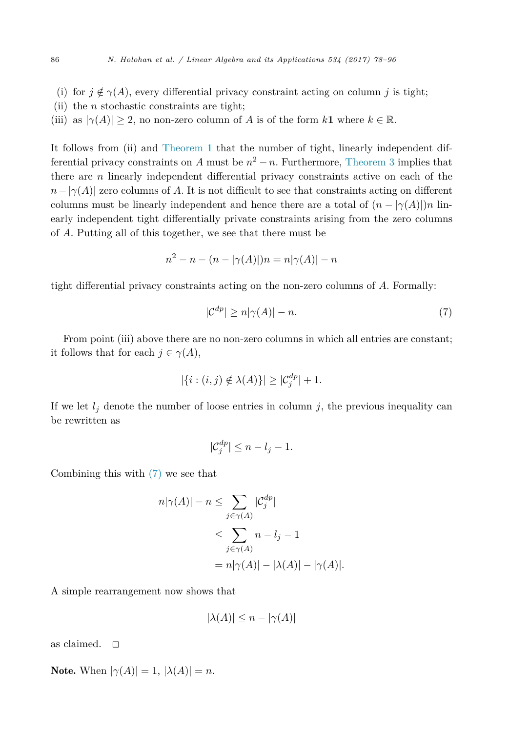(i) for $j \notin \gamma(A)$, every differential privacy constraint acting on column $j$ is tight;
(ii) the $n$ stochastic constraints are tight;
(iii) as $|\gamma(A)| \geq 2$, no non-zero column of $A$ is of the form $k\mathbf{1}$ where $k \in \mathbb{R}$.

It follows from (ii) and Theorem 1 that the number of tight, linearly independent differential privacy constraints on $A$ must be $n^2 - n$. Furthermore, Theorem 3 implies that there are $n$ linearly independent differential privacy constraints active on each of the $n - |\gamma(A)|$ zero columns of $A$. It is not difficult to see that constraints acting on different columns must be linearly independent and hence there are a total of $(n - |\gamma(A)|)n$ linearly independent tight differentially private constraints arising from the zero columns of $A$. Putting all of this together, we see that there must be

$$n^2 - n - (n - |\gamma(A)|)n = n|\gamma(A)| - n$$

tight differential privacy constraints acting on the non-zero columns of $A$. Formally:

$$|\mathcal{C}^{dp}| \geq n|\gamma(A)| - n. \tag{7}$$

From point (iii) above there are no non-zero columns in which all entries are constant; it follows that for each $j \in \gamma(A)$,

$$|\{i : (i,j) \notin \lambda(A)\}| \geq |\mathcal{C}_j^{dp}| + 1.$$

If we let $l_j$ denote the number of loose entries in column $j$, the previous inequality can be rewritten as

$$|\mathcal{C}_j^{dp}| \leq n - l_j - 1.$$

Combining this with (7) we see that

$$\begin{aligned} n|\gamma(A)| - n &\leq \sum_{j \in \gamma(A)} |\mathcal{C}_j^{dp}| \\ &\leq \sum_{j \in \gamma(A)} n - l_j - 1 \\ &= n|\gamma(A)| - |\lambda(A)| - |\gamma(A)|. \end{aligned}$$

A simple rearrangement now shows that

$$|\lambda(A)| \leq n - |\gamma(A)|$$

as claimed. $\square$

**Note.** When $|\gamma(A)| = 1$, $|\lambda(A)| = n$.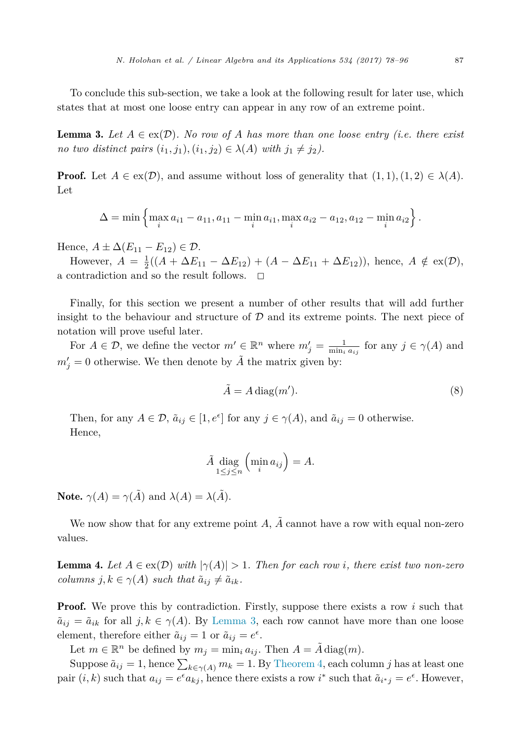To conclude this sub-section, we take a look at the following result for later use, which states that at most one loose entry can appear in any row of an extreme point.

**Lemma 3.** *Let $A \in \text{ex}(\mathcal{D})$. No row of $A$ has more than one loose entry (i.e. there exist no two distinct pairs $(i_1, j_1), (i_1, j_2) \in \lambda(A)$ with $j_1 \neq j_2$).*

**Proof.** Let $A \in \text{ex}(\mathcal{D})$, and assume without loss of generality that $(1, 1), (1, 2) \in \lambda(A)$. Let

$$\Delta = \min\left\{\max_i a_{i1} - a_{11}, a_{11} - \min_i a_{i1}, \max_i a_{i2} - a_{12}, a_{12} - \min_i a_{i2}\right\}.$$

Hence, $A \pm \Delta(E_{11} - E_{12}) \in \mathcal{D}$.

However, $A = \frac{1}{2}((A + \Delta E_{11} - \Delta E_{12}) + (A - \Delta E_{11} + \Delta E_{12}))$, hence, $A \notin \text{ex}(\mathcal{D})$, a contradiction and so the result follows. $\square$

Finally, for this section we present a number of other results that will add further insight to the behaviour and structure of $\mathcal{D}$ and its extreme points. The next piece of notation will prove useful later.

For $A \in \mathcal{D}$, we define the vector $m' \in \mathbb{R}^n$ where $m'_j = \frac{1}{\min_i a_{ij}}$ for any $j \in \gamma(A)$ and $m'_j = 0$ otherwise. We then denote by $\tilde{A}$ the matrix given by:

$$\tilde{A} = A\,\text{diag}(m'). \tag{8}$$

Then, for any $A \in \mathcal{D}$, $\tilde{a}_{ij} \in [1, e^{\epsilon}]$ for any $j \in \gamma(A)$, and $\tilde{a}_{ij} = 0$ otherwise.

Hence,

$$\tilde{A} \operatorname*{diag}_{1 \leq j \leq n}\left(\min_i a_{ij}\right) = A.$$

**Note.** $\gamma(A) = \gamma(\tilde{A})$ and $\lambda(A) = \lambda(\tilde{A})$.

We now show that for any extreme point $A$, $\tilde{A}$ cannot have a row with equal non-zero values.

**Lemma 4.** *Let $A \in \text{ex}(\mathcal{D})$ with $|\gamma(A)| > 1$. Then for each row $i$, there exist two non-zero columns $j, k \in \gamma(A)$ such that $\tilde{a}_{ij} \neq \tilde{a}_{ik}$.*

**Proof.** We prove this by contradiction. Firstly, suppose there exists a row $i$ such that $\tilde{a}_{ij} = \tilde{a}_{ik}$ for all $j, k \in \gamma(A)$. By Lemma 3, each row cannot have more than one loose element, therefore either $\tilde{a}_{ij} = 1$ or $\tilde{a}_{ij} = e^{\epsilon}$.

Let $m \in \mathbb{R}^n$ be defined by $m_j = \min_i a_{ij}$. Then $A = \tilde{A}\,\text{diag}(m)$.

Suppose $\tilde{a}_{ij} = 1$, hence $\sum_{k \in \gamma(A)} m_k = 1$. By Theorem 4, each column $j$ has at least one pair $(i, k)$ such that $a_{ij} = e^{\epsilon} a_{kj}$, hence there exists a row $i^*$ such that $\tilde{a}_{i^*j} = e^{\epsilon}$. However,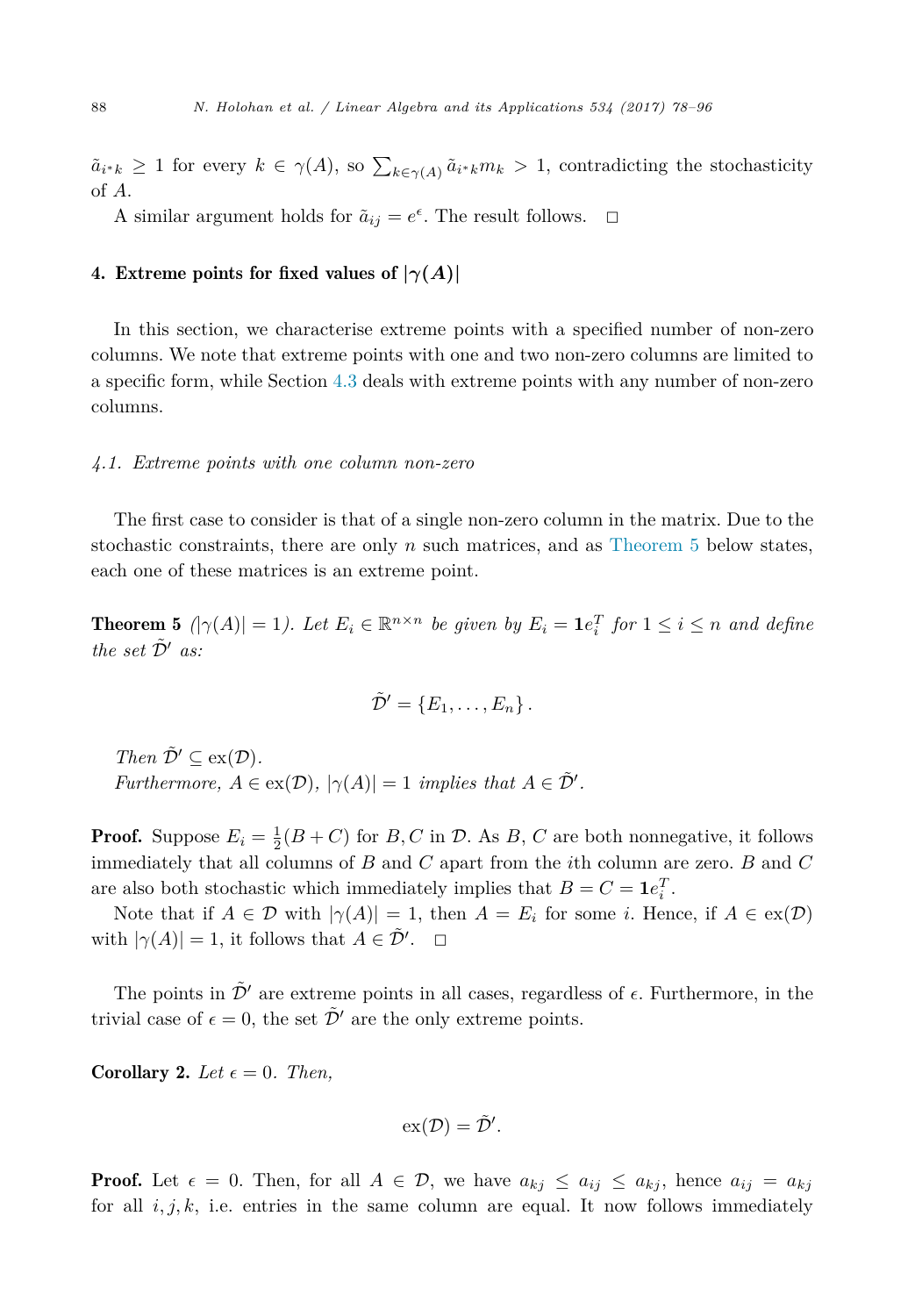$\tilde{a}_{i^*k} \geq 1$ for every $k \in \gamma(A)$, so $\sum_{k\in\gamma(A)} \tilde{a}_{i^*k} m_k > 1$, contradicting the stochasticity of $A$.

A similar argument holds for $\tilde{a}_{ij} = e^{\epsilon}$. The result follows. □

## 4. Extreme points for fixed values of $|\gamma(A)|$

In this section, we characterise extreme points with a specified number of non-zero columns. We note that extreme points with one and two non-zero columns are limited to a specific form, while Section 4.3 deals with extreme points with any number of non-zero columns.

### *4.1. Extreme points with one column non-zero*

The first case to consider is that of a single non-zero column in the matrix. Due to the stochastic constraints, there are only $n$ such matrices, and as Theorem 5 below states, each one of these matrices is an extreme point.

**Theorem 5** *($|\gamma(A)| = 1$). Let $E_i \in \mathbb{R}^{n\times n}$ be given by $E_i = \mathbf{1}e_i^T$ for $1 \leq i \leq n$ and define the set $\tilde{\mathcal{D}}'$ as:*

$$\tilde{\mathcal{D}}' = \{E_1, \ldots, E_n\}.$$

*Then $\tilde{\mathcal{D}}' \subseteq \mathrm{ex}(\mathcal{D})$.*

*Furthermore, $A \in \mathrm{ex}(\mathcal{D})$, $|\gamma(A)| = 1$ implies that $A \in \tilde{\mathcal{D}}'$.*

**Proof.** Suppose $E_i = \frac{1}{2}(B + C)$ for $B, C$ in $\mathcal{D}$. As $B$, $C$ are both nonnegative, it follows immediately that all columns of $B$ and $C$ apart from the $i$th column are zero. $B$ and $C$ are also both stochastic which immediately implies that $B = C = \mathbf{1}e_i^T$.

Note that if $A \in \mathcal{D}$ with $|\gamma(A)| = 1$, then $A = E_i$ for some $i$. Hence, if $A \in \mathrm{ex}(\mathcal{D})$ with $|\gamma(A)| = 1$, it follows that $A \in \tilde{\mathcal{D}}'$. □

The points in $\tilde{\mathcal{D}}'$ are extreme points in all cases, regardless of $\epsilon$. Furthermore, in the trivial case of $\epsilon = 0$, the set $\tilde{\mathcal{D}}'$ are the only extreme points.

**Corollary 2.** *Let $\epsilon = 0$. Then,*

$$\mathrm{ex}(\mathcal{D}) = \tilde{\mathcal{D}}'.$$

**Proof.** Let $\epsilon = 0$. Then, for all $A \in \mathcal{D}$, we have $a_{kj} \leq a_{ij} \leq a_{kj}$, hence $a_{ij} = a_{kj}$ for all $i, j, k$, i.e. entries in the same column are equal. It now follows immediately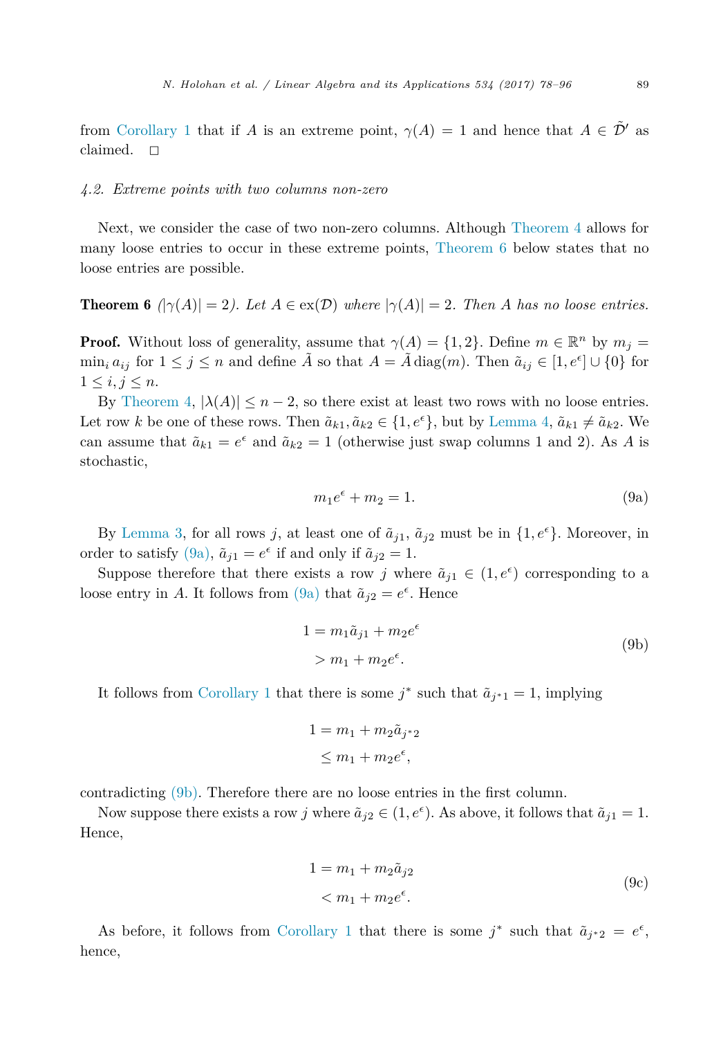from Corollary 1 that if $A$ is an extreme point, $\gamma(A) = 1$ and hence that $A \in \tilde{\mathcal{D}}'$ as claimed. □

### 4.2. Extreme points with two columns non-zero

Next, we consider the case of two non-zero columns. Although Theorem 4 allows for many loose entries to occur in these extreme points, Theorem 6 below states that no loose entries are possible.

**Theorem 6** *($|\gamma(A)| = 2$). Let $A \in \text{ex}(\mathcal{D})$ where $|\gamma(A)| = 2$. Then $A$ has no loose entries.*

**Proof.** Without loss of generality, assume that $\gamma(A) = \{1, 2\}$. Define $m \in \mathbb{R}^n$ by $m_j = \min_i a_{ij}$ for $1 \leq j \leq n$ and define $\tilde{A}$ so that $A = \tilde{A}\,\text{diag}(m)$. Then $\tilde{a}_{ij} \in [1, e^\epsilon] \cup \{0\}$ for $1 \leq i, j \leq n$.

By Theorem 4, $|\lambda(A)| \leq n - 2$, so there exist at least two rows with no loose entries. Let row $k$ be one of these rows. Then $\tilde{a}_{k1}, \tilde{a}_{k2} \in \{1, e^\epsilon\}$, but by Lemma 4, $\tilde{a}_{k1} \neq \tilde{a}_{k2}$. We can assume that $\tilde{a}_{k1} = e^\epsilon$ and $\tilde{a}_{k2} = 1$ (otherwise just swap columns 1 and 2). As $A$ is stochastic,

$$m_1 e^\epsilon + m_2 = 1. \tag{9a}$$

By Lemma 3, for all rows $j$, at least one of $\tilde{a}_{j1}$, $\tilde{a}_{j2}$ must be in $\{1, e^\epsilon\}$. Moreover, in order to satisfy (9a), $\tilde{a}_{j1} = e^\epsilon$ if and only if $\tilde{a}_{j2} = 1$.

Suppose therefore that there exists a row $j$ where $\tilde{a}_{j1} \in (1, e^\epsilon)$ corresponding to a loose entry in $A$. It follows from (9a) that $\tilde{a}_{j2} = e^\epsilon$. Hence

$$\begin{aligned} 1 &= m_1 \tilde{a}_{j1} + m_2 e^\epsilon \\ &> m_1 + m_2 e^\epsilon. \end{aligned} \tag{9b}$$

It follows from Corollary 1 that there is some $j^*$ such that $\tilde{a}_{j^*1} = 1$, implying

$$\begin{aligned} 1 &= m_1 + m_2 \tilde{a}_{j^*2} \\ &\leq m_1 + m_2 e^\epsilon, \end{aligned}$$

contradicting (9b). Therefore there are no loose entries in the first column.

Now suppose there exists a row $j$ where $\tilde{a}_{j2} \in (1, e^\epsilon)$. As above, it follows that $\tilde{a}_{j1} = 1$. Hence,

$$\begin{aligned} 1 &= m_1 + m_2 \tilde{a}_{j2} \\ &< m_1 + m_2 e^\epsilon. \end{aligned} \tag{9c}$$

As before, it follows from Corollary 1 that there is some $j^*$ such that $\tilde{a}_{j^*2} = e^\epsilon$, hence,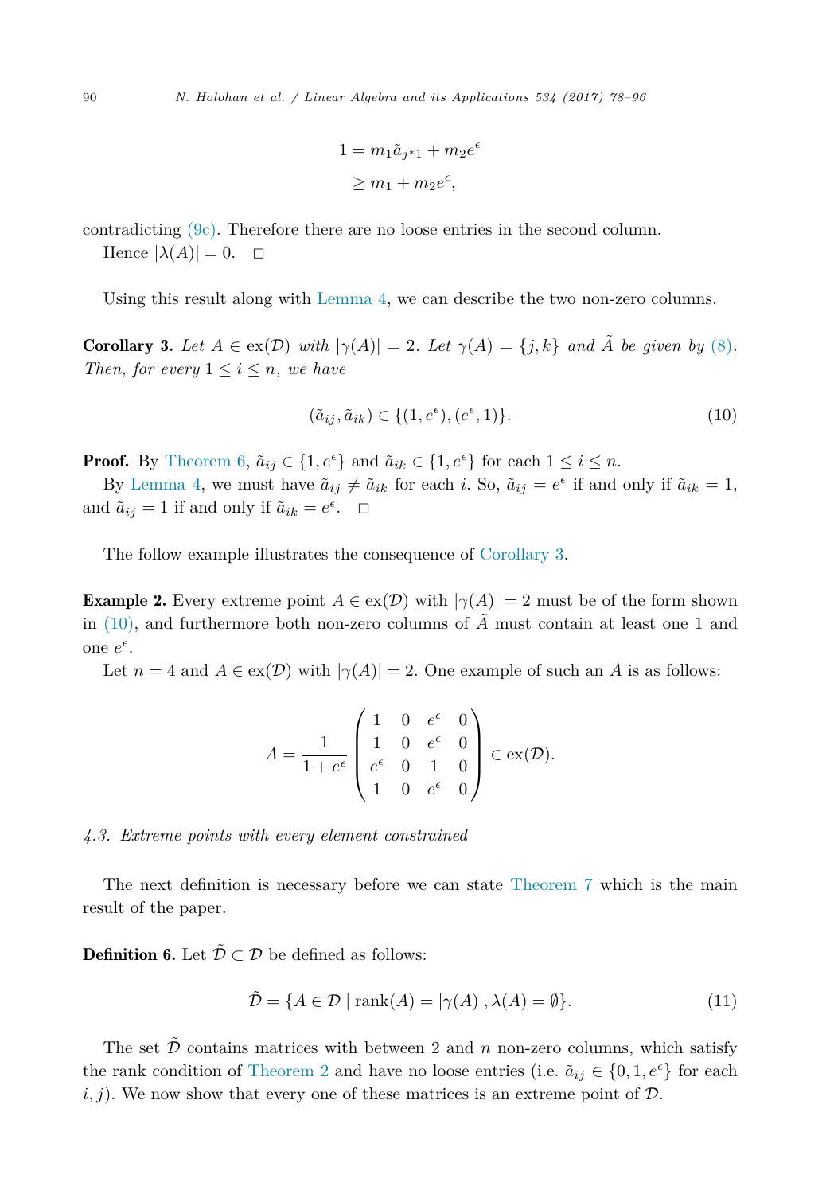$$
\begin{aligned}
1 &= m_1 \tilde{a}_{j^*1} + m_2 e^{\epsilon} \\
&\geq m_1 + m_2 e^{\epsilon},
\end{aligned}
$$

contradicting (9c). Therefore there are no loose entries in the second column.

Hence $|\lambda(A)| = 0$. □

Using this result along with Lemma 4, we can describe the two non-zero columns.

**Corollary 3.** *Let $A \in \text{ex}(\mathcal{D})$ with $|\gamma(A)| = 2$. Let $\gamma(A) = \{j, k\}$ and $\tilde{A}$ be given by (8). Then, for every $1 \leq i \leq n$, we have*

$$
(\tilde{a}_{ij}, \tilde{a}_{ik}) \in \{(1, e^{\epsilon}), (e^{\epsilon}, 1)\}. \tag{10}
$$

**Proof.** By Theorem 6, $\tilde{a}_{ij} \in \{1, e^{\epsilon}\}$ and $\tilde{a}_{ik} \in \{1, e^{\epsilon}\}$ for each $1 \leq i \leq n$.

By Lemma 4, we must have $\tilde{a}_{ij} \neq \tilde{a}_{ik}$ for each $i$. So, $\tilde{a}_{ij} = e^{\epsilon}$ if and only if $\tilde{a}_{ik} = 1$, and $\tilde{a}_{ij} = 1$ if and only if $\tilde{a}_{ik} = e^{\epsilon}$. □

The follow example illustrates the consequence of Corollary 3.

**Example 2.** Every extreme point $A \in \text{ex}(\mathcal{D})$ with $|\gamma(A)| = 2$ must be of the form shown in (10), and furthermore both non-zero columns of $\tilde{A}$ must contain at least one 1 and one $e^{\epsilon}$.

Let $n = 4$ and $A \in \text{ex}(\mathcal{D})$ with $|\gamma(A)| = 2$. One example of such an $A$ is as follows:

$$
A = \frac{1}{1 + e^{\epsilon}} \begin{pmatrix} 1 & 0 & e^{\epsilon} & 0 \\ 1 & 0 & e^{\epsilon} & 0 \\ e^{\epsilon} & 0 & 1 & 0 \\ 1 & 0 & e^{\epsilon} & 0 \end{pmatrix} \in \text{ex}(\mathcal{D}).
$$

### *4.3. Extreme points with every element constrained*

The next definition is necessary before we can state Theorem 7 which is the main result of the paper.

**Definition 6.** Let $\tilde{\mathcal{D}} \subset \mathcal{D}$ be defined as follows:

$$
\tilde{\mathcal{D}} = \{A \in \mathcal{D} \mid \text{rank}(A) = |\gamma(A)|, \lambda(A) = \emptyset\}. \tag{11}
$$

The set $\tilde{\mathcal{D}}$ contains matrices with between 2 and $n$ non-zero columns, which satisfy the rank condition of Theorem 2 and have no loose entries (i.e. $\tilde{a}_{ij} \in \{0, 1, e^{\epsilon}\}$ for each $i, j$). We now show that every one of these matrices is an extreme point of $\mathcal{D}$.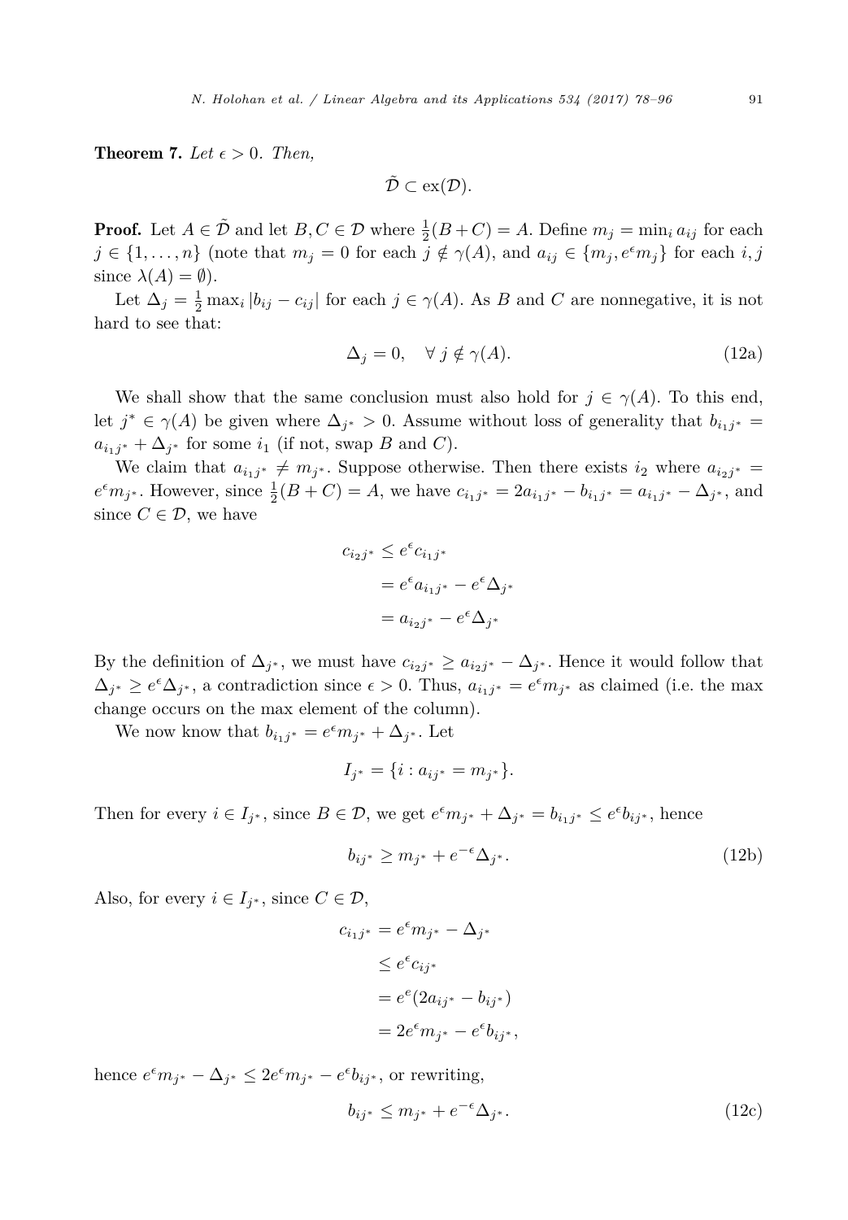**Theorem 7.** *Let $\epsilon > 0$. Then,*

$$\tilde{\mathcal{D}} \subset \mathrm{ex}(\mathcal{D}).$$

**Proof.** Let $A \in \tilde{\mathcal{D}}$ and let $B, C \in \mathcal{D}$ where $\frac{1}{2}(B + C) = A$. Define $m_j = \min_i a_{ij}$ for each $j \in \{1, \ldots, n\}$ (note that $m_j = 0$ for each $j \notin \gamma(A)$, and $a_{ij} \in \{m_j, e^\epsilon m_j\}$ for each $i, j$ since $\lambda(A) = \emptyset$).

Let $\Delta_j = \frac{1}{2} \max_i |b_{ij} - c_{ij}|$ for each $j \in \gamma(A)$. As $B$ and $C$ are nonnegative, it is not hard to see that:

$$\Delta_j = 0, \quad \forall\, j \notin \gamma(A). \tag{12a}$$

We shall show that the same conclusion must also hold for $j \in \gamma(A)$. To this end, let $j^* \in \gamma(A)$ be given where $\Delta_{j^*} > 0$. Assume without loss of generality that $b_{i_1 j^*} = a_{i_1 j^*} + \Delta_{j^*}$ for some $i_1$ (if not, swap $B$ and $C$).

We claim that $a_{i_1 j^*} \neq m_{j^*}$. Suppose otherwise. Then there exists $i_2$ where $a_{i_2 j^*} = e^\epsilon m_{j^*}$. However, since $\frac{1}{2}(B + C) = A$, we have $c_{i_1 j^*} = 2a_{i_1 j^*} - b_{i_1 j^*} = a_{i_1 j^*} - \Delta_{j^*}$, and since $C \in \mathcal{D}$, we have

$$\begin{aligned}
c_{i_2 j^*} &\leq e^\epsilon c_{i_1 j^*} \\
&= e^\epsilon a_{i_1 j^*} - e^\epsilon \Delta_{j^*} \\
&= a_{i_2 j^*} - e^\epsilon \Delta_{j^*}
\end{aligned}$$

By the definition of $\Delta_{j^*}$, we must have $c_{i_2 j^*} \geq a_{i_2 j^*} - \Delta_{j^*}$. Hence it would follow that $\Delta_{j^*} \geq e^\epsilon \Delta_{j^*}$, a contradiction since $\epsilon > 0$. Thus, $a_{i_1 j^*} = e^\epsilon m_{j^*}$ as claimed (i.e. the max change occurs on the max element of the column).

We now know that $b_{i_1 j^*} = e^\epsilon m_{j^*} + \Delta_{j^*}$. Let

$$I_{j^*} = \{i : a_{i j^*} = m_{j^*}\}.$$

Then for every $i \in I_{j^*}$, since $B \in \mathcal{D}$, we get $e^\epsilon m_{j^*} + \Delta_{j^*} = b_{i_1 j^*} \leq e^\epsilon b_{i j^*}$, hence

$$b_{i j^*} \geq m_{j^*} + e^{-\epsilon} \Delta_{j^*}. \tag{12b}$$

Also, for every $i \in I_{j^*}$, since $C \in \mathcal{D}$,

$$\begin{aligned}
c_{i_1 j^*} &= e^\epsilon m_{j^*} - \Delta_{j^*} \\
&\leq e^\epsilon c_{i j^*} \\
&= e^\epsilon (2a_{i j^*} - b_{i j^*}) \\
&= 2e^\epsilon m_{j^*} - e^\epsilon b_{i j^*},
\end{aligned}$$

hence $e^\epsilon m_{j^*} - \Delta_{j^*} \leq 2e^\epsilon m_{j^*} - e^\epsilon b_{i j^*}$, or rewriting,

$$b_{i j^*} \leq m_{j^*} + e^{-\epsilon} \Delta_{j^*}. \tag{12c}$$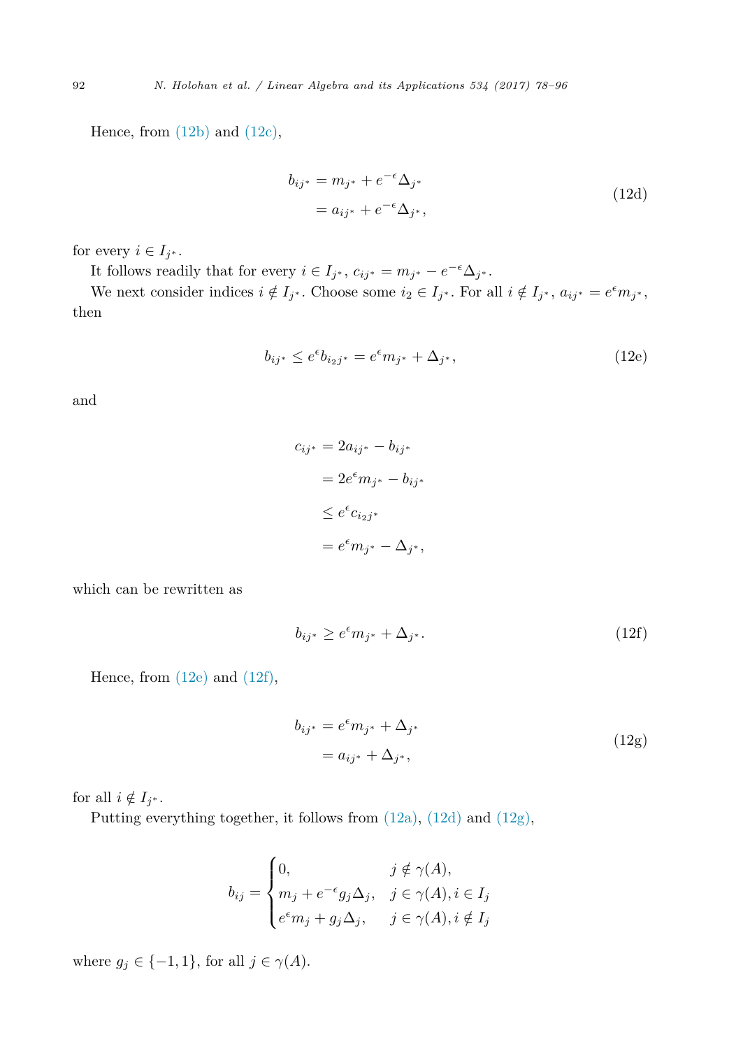Hence, from (12b) and (12c),

$$
\begin{aligned}
b_{ij^*} &= m_{j^*} + e^{-\epsilon}\Delta_{j^*} \\
&= a_{ij^*} + e^{-\epsilon}\Delta_{j^*},
\end{aligned}
\tag{12d}
$$

for every $i \in I_{j^*}$.

It follows readily that for every $i \in I_{j^*}$, $c_{ij^*} = m_{j^*} - e^{-\epsilon}\Delta_{j^*}$.

We next consider indices $i \notin I_{j^*}$. Choose some $i_2 \in I_{j^*}$. For all $i \notin I_{j^*}$, $a_{ij^*} = e^{\epsilon} m_{j^*}$, then

$$
b_{ij^*} \leq e^{\epsilon} b_{i_2 j^*} = e^{\epsilon} m_{j^*} + \Delta_{j^*},
\tag{12e}
$$

and

$$
\begin{aligned}
c_{ij^*} &= 2a_{ij^*} - b_{ij^*} \\
&= 2e^{\epsilon} m_{j^*} - b_{ij^*} \\
&\leq e^{\epsilon} c_{i_2 j^*} \\
&= e^{\epsilon} m_{j^*} - \Delta_{j^*},
\end{aligned}
$$

which can be rewritten as

$$
b_{ij^*} \geq e^{\epsilon} m_{j^*} + \Delta_{j^*}.
\tag{12f}
$$

Hence, from (12e) and (12f),

$$
\begin{aligned}
b_{ij^*} &= e^{\epsilon} m_{j^*} + \Delta_{j^*} \\
&= a_{ij^*} + \Delta_{j^*},
\end{aligned}
\tag{12g}
$$

for all $i \notin I_{j^*}$.

Putting everything together, it follows from (12a), (12d) and (12g),

$$
b_{ij} = \begin{cases} 0, & j \notin \gamma(A), \\ m_j + e^{-\epsilon} g_j \Delta_j, & j \in \gamma(A), i \in I_j \\ e^{\epsilon} m_j + g_j \Delta_j, & j \in \gamma(A), i \notin I_j \end{cases}
$$

where $g_j \in \{-1, 1\}$, for all $j \in \gamma(A)$.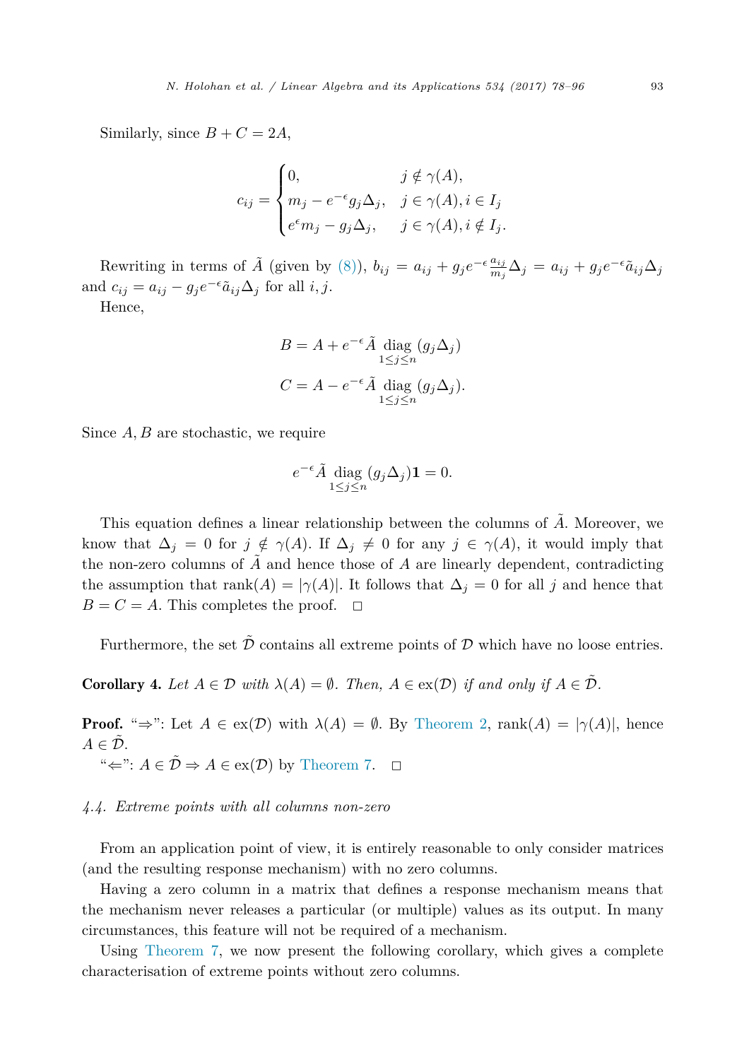Similarly, since $B + C = 2A$,

$$
c_{ij} = \begin{cases} 0, & j \notin \gamma(A), \\ m_j - e^{-\epsilon} g_j \Delta_j, & j \in \gamma(A), i \in I_j \\ e^{\epsilon} m_j - g_j \Delta_j, & j \in \gamma(A), i \notin I_j. \end{cases}
$$

Rewriting in terms of $\tilde{A}$ (given by (8)), $b_{ij} = a_{ij} + g_j e^{-\epsilon} \frac{a_{ij}}{m_j} \Delta_j = a_{ij} + g_j e^{-\epsilon} \tilde{a}_{ij} \Delta_j$ and $c_{ij} = a_{ij} - g_j e^{-\epsilon} \tilde{a}_{ij} \Delta_j$ for all $i, j$.

Hence,

$$
B = A + e^{-\epsilon} \tilde{A} \operatorname*{diag}_{1 \leq j \leq n} (g_j \Delta_j)
$$

$$
C = A - e^{-\epsilon} \tilde{A} \operatorname*{diag}_{1 \leq j \leq n} (g_j \Delta_j).
$$

Since $A, B$ are stochastic, we require

$$
e^{-\epsilon} \tilde{A} \operatorname*{diag}_{1 \leq j \leq n} (g_j \Delta_j) \mathbf{1} = 0.
$$

This equation defines a linear relationship between the columns of $\tilde{A}$. Moreover, we know that $\Delta_j = 0$ for $j \notin \gamma(A)$. If $\Delta_j \neq 0$ for any $j \in \gamma(A)$, it would imply that the non-zero columns of $\tilde{A}$ and hence those of $A$ are linearly dependent, contradicting the assumption that $\operatorname{rank}(A) = |\gamma(A)|$. It follows that $\Delta_j = 0$ for all $j$ and hence that $B = C = A$. This completes the proof. $\square$

Furthermore, the set $\tilde{\mathcal{D}}$ contains all extreme points of $\mathcal{D}$ which have no loose entries.

**Corollary 4.** *Let $A \in \mathcal{D}$ with $\lambda(A) = \emptyset$. Then, $A \in \operatorname{ex}(\mathcal{D})$ if and only if $A \in \tilde{\mathcal{D}}$.*

**Proof.** "$\Rightarrow$": Let $A \in \operatorname{ex}(\mathcal{D})$ with $\lambda(A) = \emptyset$. By Theorem 2, $\operatorname{rank}(A) = |\gamma(A)|$, hence $A \in \tilde{\mathcal{D}}$.

"$\Leftarrow$": $A \in \tilde{\mathcal{D}} \Rightarrow A \in \operatorname{ex}(\mathcal{D})$ by Theorem 7. $\square$

### 4.4. Extreme points with all columns non-zero

From an application point of view, it is entirely reasonable to only consider matrices (and the resulting response mechanism) with no zero columns.

Having a zero column in a matrix that defines a response mechanism means that the mechanism never releases a particular (or multiple) values as its output. In many circumstances, this feature will not be required of a mechanism.

Using Theorem 7, we now present the following corollary, which gives a complete characterisation of extreme points without zero columns.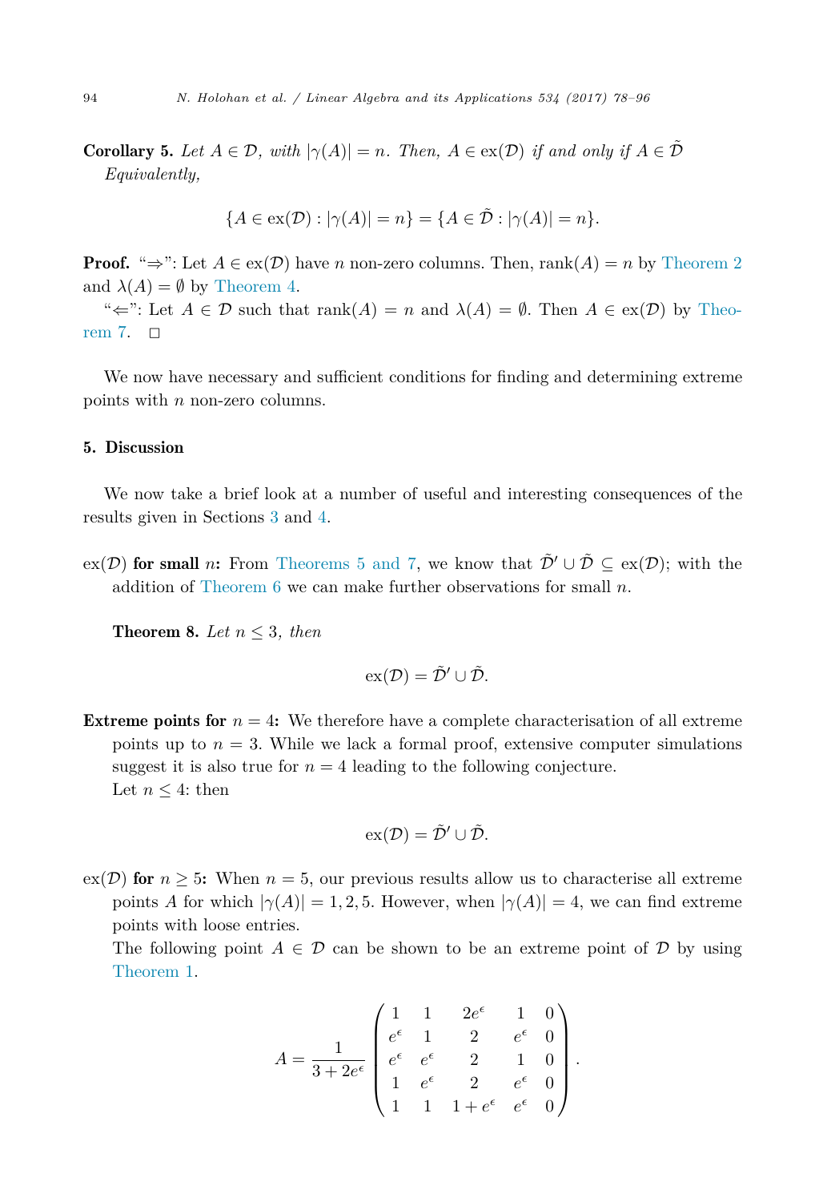**Corollary 5.** *Let $A \in \mathcal{D}$, with $|\gamma(A)| = n$. Then, $A \in \text{ex}(\mathcal{D})$ if and only if $A \in \tilde{\mathcal{D}}$ Equivalently,*

$$\{A \in \text{ex}(\mathcal{D}) : |\gamma(A)| = n\} = \{A \in \tilde{\mathcal{D}} : |\gamma(A)| = n\}.$$

**Proof.** "$\Rightarrow$": Let $A \in \text{ex}(\mathcal{D})$ have $n$ non-zero columns. Then, $\text{rank}(A) = n$ by Theorem 2 and $\lambda(A) = \emptyset$ by Theorem 4.

"$\Leftarrow$": Let $A \in \mathcal{D}$ such that $\text{rank}(A) = n$ and $\lambda(A) = \emptyset$. Then $A \in \text{ex}(\mathcal{D})$ by Theorem 7. $\square$

We now have necessary and sufficient conditions for finding and determining extreme points with $n$ non-zero columns.

## 5. Discussion

We now take a brief look at a number of useful and interesting consequences of the results given in Sections 3 and 4.

**$\text{ex}(\mathcal{D})$ for small $n$:** From Theorems 5 and 7, we know that $\tilde{\mathcal{D}}' \cup \tilde{\mathcal{D}} \subseteq \text{ex}(\mathcal{D})$; with the addition of Theorem 6 we can make further observations for small $n$.

**Theorem 8.** *Let $n \leq 3$, then*

$$\text{ex}(\mathcal{D}) = \tilde{\mathcal{D}}' \cup \tilde{\mathcal{D}}.$$

**Extreme points for $n = 4$:** We therefore have a complete characterisation of all extreme points up to $n = 3$. While we lack a formal proof, extensive computer simulations suggest it is also true for $n = 4$ leading to the following conjecture.

Let $n \leq 4$: then

$$\text{ex}(\mathcal{D}) = \tilde{\mathcal{D}}' \cup \tilde{\mathcal{D}}.$$

**$\text{ex}(\mathcal{D})$ for $n \geq 5$:** When $n = 5$, our previous results allow us to characterise all extreme points $A$ for which $|\gamma(A)| = 1, 2, 5$. However, when $|\gamma(A)| = 4$, we can find extreme points with loose entries.

The following point $A \in \mathcal{D}$ can be shown to be an extreme point of $\mathcal{D}$ by using Theorem 1.

$$A = \frac{1}{3 + 2e^\epsilon} \begin{pmatrix} 1 & 1 & 2e^\epsilon & 1 & 0 \\ e^\epsilon & 1 & 2 & e^\epsilon & 0 \\ e^\epsilon & e^\epsilon & 2 & 1 & 0 \\ 1 & e^\epsilon & 2 & e^\epsilon & 0 \\ 1 & 1 & 1 + e^\epsilon & e^\epsilon & 0 \end{pmatrix}.$$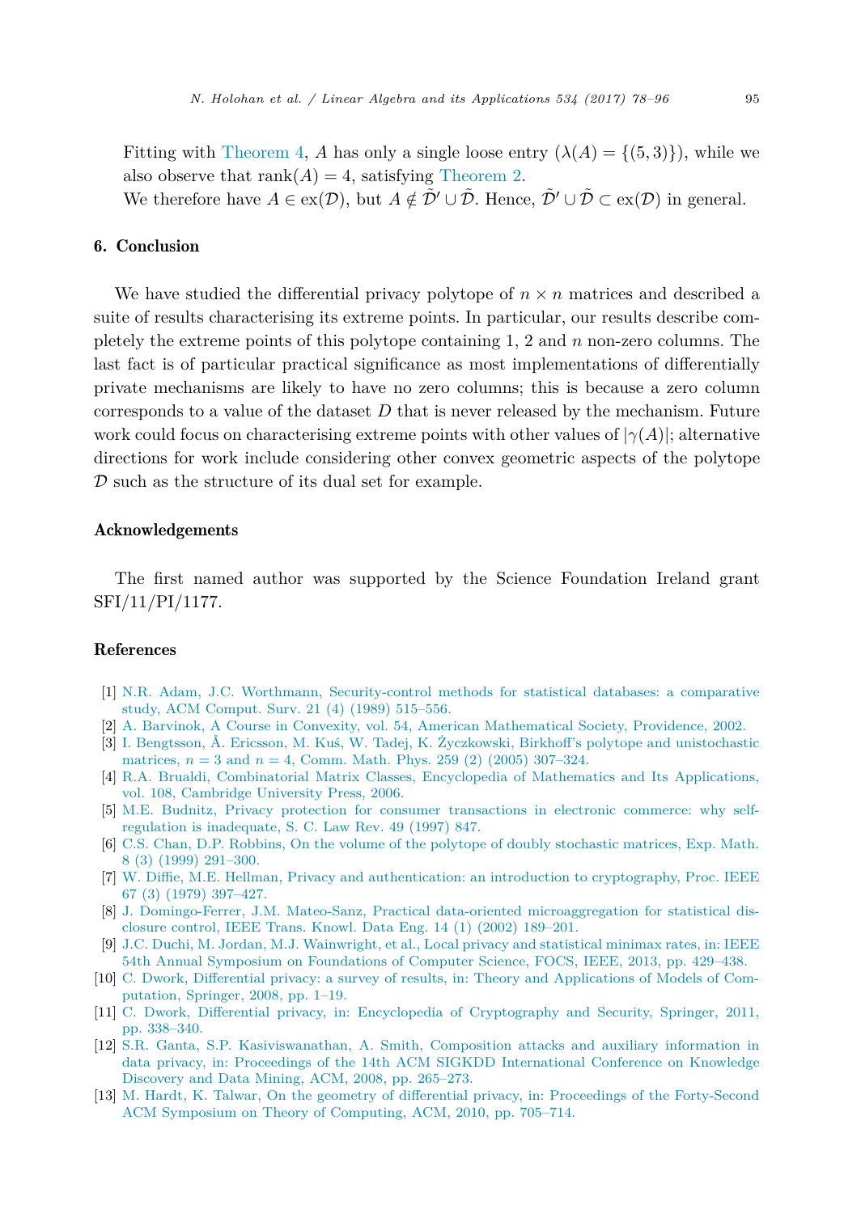Fitting with Theorem 4, $A$ has only a single loose entry ($\lambda(A) = \{(5, 3)\}$), while we also observe that $\operatorname{rank}(A) = 4$, satisfying Theorem 2.

We therefore have $A \in \operatorname{ex}(\mathcal{D})$, but $A \notin \tilde{\mathcal{D}}' \cup \tilde{\mathcal{D}}$. Hence, $\tilde{\mathcal{D}}' \cup \tilde{\mathcal{D}} \subset \operatorname{ex}(\mathcal{D})$ in general.

## 6. Conclusion

We have studied the differential privacy polytope of $n \times n$ matrices and described a suite of results characterising its extreme points. In particular, our results describe completely the extreme points of this polytope containing 1, 2 and $n$ non-zero columns. The last fact is of particular practical significance as most implementations of differentially private mechanisms are likely to have no zero columns; this is because a zero column corresponds to a value of the dataset $D$ that is never released by the mechanism. Future work could focus on characterising extreme points with other values of $|\gamma(A)|$; alternative directions for work include considering other convex geometric aspects of the polytope $\mathcal{D}$ such as the structure of its dual set for example.

## Acknowledgements

The first named author was supported by the Science Foundation Ireland grant SFI/11/PI/1177.

## References

[1] N.R. Adam, J.C. Worthmann, Security-control methods for statistical databases: a comparative study, ACM Comput. Surv. 21 (4) (1989) 515–556.

[2] A. Barvinok, A Course in Convexity, vol. 54, American Mathematical Society, Providence, 2002.

[3] I. Bengtsson, Å. Ericsson, M. Kuś, W. Tadej, K. Życzkowski, Birkhoff's polytope and unistochastic matrices, $n = 3$ and $n = 4$, Comm. Math. Phys. 259 (2) (2005) 307–324.

[4] R.A. Brualdi, Combinatorial Matrix Classes, Encyclopedia of Mathematics and Its Applications, vol. 108, Cambridge University Press, 2006.

[5] M.E. Budnitz, Privacy protection for consumer transactions in electronic commerce: why self-regulation is inadequate, S. C. Law Rev. 49 (1997) 847.

[6] C.S. Chan, D.P. Robbins, On the volume of the polytope of doubly stochastic matrices, Exp. Math. 8 (3) (1999) 291–300.

[7] W. Diffie, M.E. Hellman, Privacy and authentication: an introduction to cryptography, Proc. IEEE 67 (3) (1979) 397–427.

[8] J. Domingo-Ferrer, J.M. Mateo-Sanz, Practical data-oriented microaggregation for statistical disclosure control, IEEE Trans. Knowl. Data Eng. 14 (1) (2002) 189–201.

[9] J.C. Duchi, M. Jordan, M.J. Wainwright, et al., Local privacy and statistical minimax rates, in: IEEE 54th Annual Symposium on Foundations of Computer Science, FOCS, IEEE, 2013, pp. 429–438.

[10] C. Dwork, Differential privacy: a survey of results, in: Theory and Applications of Models of Computation, Springer, 2008, pp. 1–19.

[11] C. Dwork, Differential privacy, in: Encyclopedia of Cryptography and Security, Springer, 2011, pp. 338–340.

[12] S.R. Ganta, S.P. Kasiviswanathan, A. Smith, Composition attacks and auxiliary information in data privacy, in: Proceedings of the 14th ACM SIGKDD International Conference on Knowledge Discovery and Data Mining, ACM, 2008, pp. 265–273.

[13] M. Hardt, K. Talwar, On the geometry of differential privacy, in: Proceedings of the Forty-Second ACM Symposium on Theory of Computing, ACM, 2010, pp. 705–714.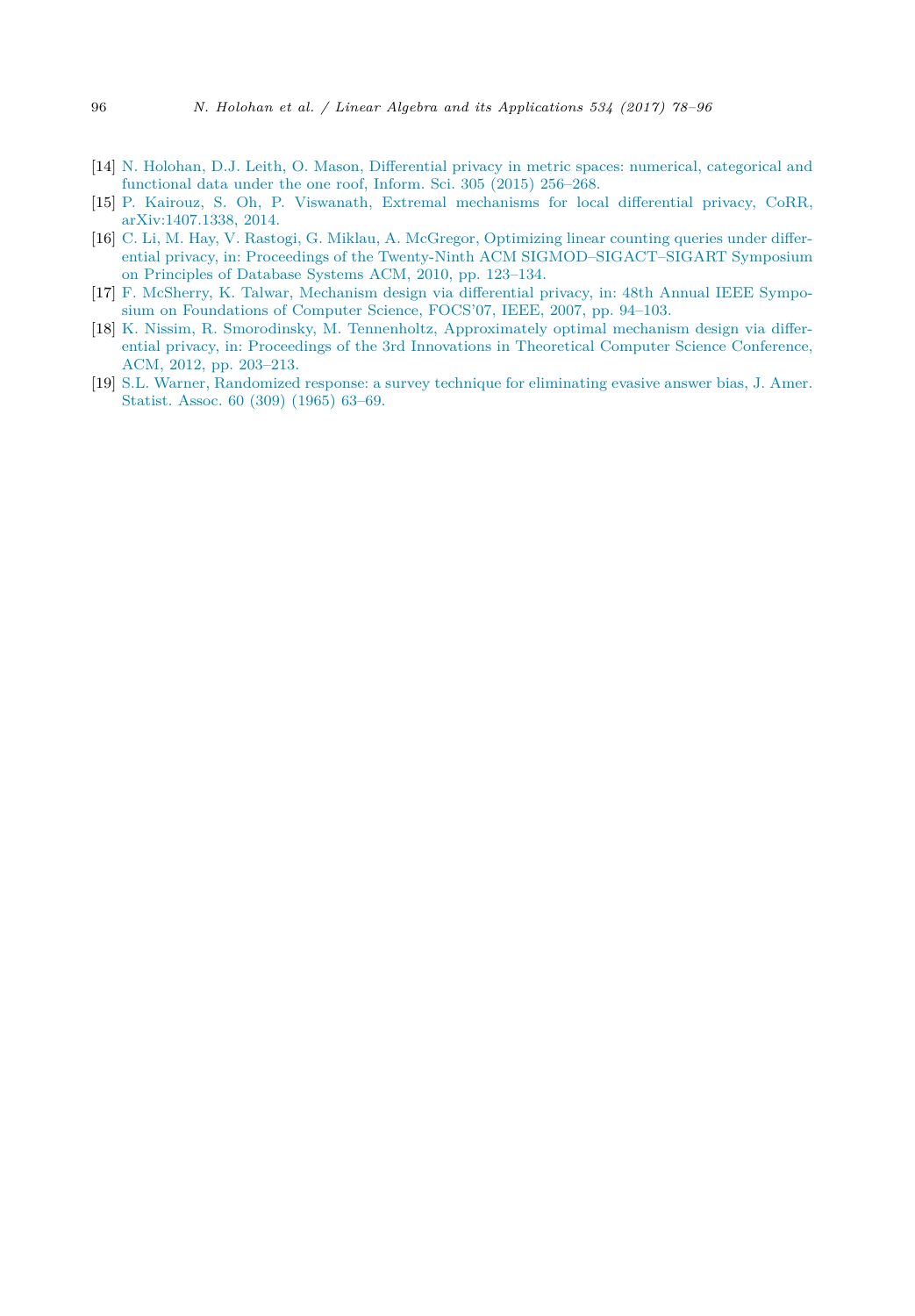[14] N. Holohan, D.J. Leith, O. Mason, Differential privacy in metric spaces: numerical, categorical and functional data under the one roof, Inform. Sci. 305 (2015) 256–268.

[15] P. Kairouz, S. Oh, P. Viswanath, Extremal mechanisms for local differential privacy, CoRR, arXiv:1407.1338, 2014.

[16] C. Li, M. Hay, V. Rastogi, G. Miklau, A. McGregor, Optimizing linear counting queries under differential privacy, in: Proceedings of the Twenty-Ninth ACM SIGMOD–SIGACT–SIGART Symposium on Principles of Database Systems ACM, 2010, pp. 123–134.

[17] F. McSherry, K. Talwar, Mechanism design via differential privacy, in: 48th Annual IEEE Symposium on Foundations of Computer Science, FOCS'07, IEEE, 2007, pp. 94–103.

[18] K. Nissim, R. Smorodinsky, M. Tennenholtz, Approximately optimal mechanism design via differential privacy, in: Proceedings of the 3rd Innovations in Theoretical Computer Science Conference, ACM, 2012, pp. 203–213.

[19] S.L. Warner, Randomized response: a survey technique for eliminating evasive answer bias, J. Amer. Statist. Assoc. 60 (309) (1965) 63–69.